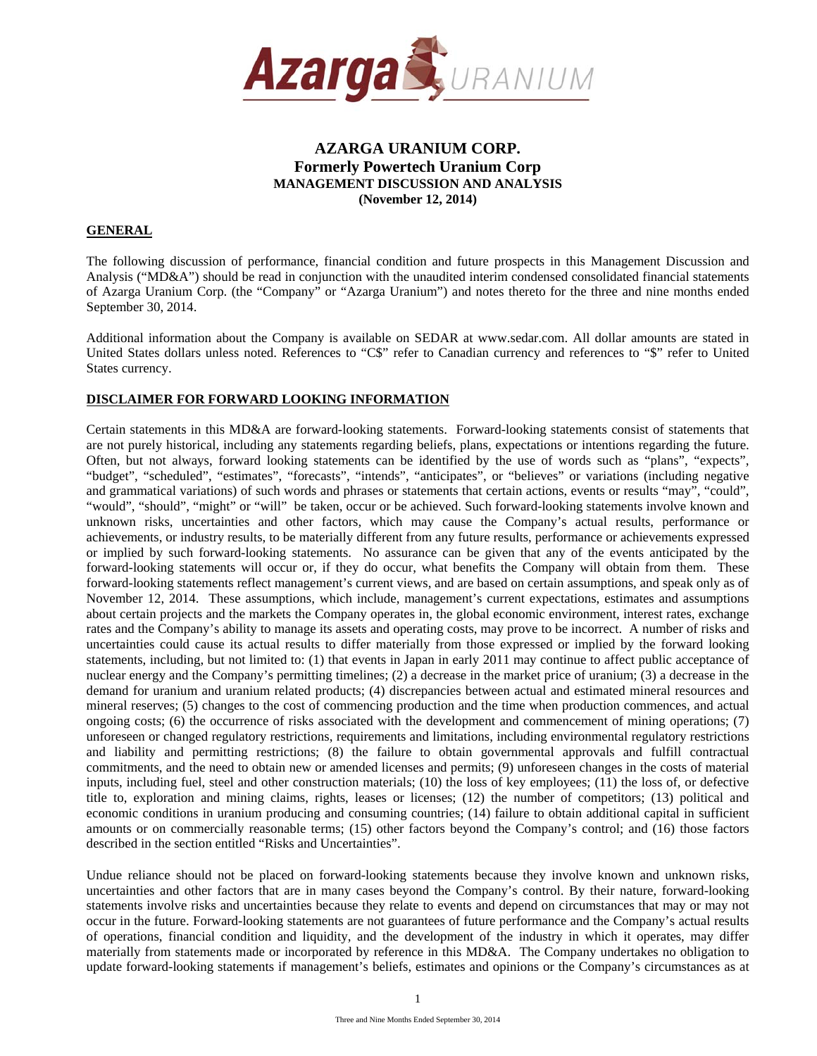# AZARGA URANIUM CORP.
## Formerly Powertech Uranium Corp
### MANAGEMENT DISCUSSION AND ANALYSIS
**(November 12, 2014)**

## GENERAL

The following discussion of performance, financial condition and future prospects in this Management Discussion and Analysis ("MD&A") should be read in conjunction with the unaudited interim condensed consolidated financial statements of Azarga Uranium Corp. (the "Company" or "Azarga Uranium") and notes thereto for the three and nine months ended September 30, 2014.

Additional information about the Company is available on SEDAR at www.sedar.com. All dollar amounts are stated in United States dollars unless noted. References to "C$" refer to Canadian currency and references to "$" refer to United States currency.

## DISCLAIMER FOR FORWARD LOOKING INFORMATION

Certain statements in this MD&A are forward-looking statements. Forward-looking statements consist of statements that are not purely historical, including any statements regarding beliefs, plans, expectations or intentions regarding the future. Often, but not always, forward looking statements can be identified by the use of words such as "plans", "expects", "budget", "scheduled", "estimates", "forecasts", "intends", "anticipates", or "believes" or variations (including negative and grammatical variations) of such words and phrases or statements that certain actions, events or results "may", "could", "would", "should", "might" or "will" be taken, occur or be achieved. Such forward-looking statements involve known and unknown risks, uncertainties and other factors, which may cause the Company's actual results, performance or achievements, or industry results, to be materially different from any future results, performance or achievements expressed or implied by such forward-looking statements. No assurance can be given that any of the events anticipated by the forward-looking statements will occur or, if they do occur, what benefits the Company will obtain from them. These forward-looking statements reflect management's current views, and are based on certain assumptions, and speak only as of November 12, 2014. These assumptions, which include, management's current expectations, estimates and assumptions about certain projects and the markets the Company operates in, the global economic environment, interest rates, exchange rates and the Company's ability to manage its assets and operating costs, may prove to be incorrect. A number of risks and uncertainties could cause its actual results to differ materially from those expressed or implied by the forward looking statements, including, but not limited to: (1) that events in Japan in early 2011 may continue to affect public acceptance of nuclear energy and the Company's permitting timelines; (2) a decrease in the market price of uranium; (3) a decrease in the demand for uranium and uranium related products; (4) discrepancies between actual and estimated mineral resources and mineral reserves; (5) changes to the cost of commencing production and the time when production commences, and actual ongoing costs; (6) the occurrence of risks associated with the development and commencement of mining operations; (7) unforeseen or changed regulatory restrictions, requirements and limitations, including environmental regulatory restrictions and liability and permitting restrictions; (8) the failure to obtain governmental approvals and fulfill contractual commitments, and the need to obtain new or amended licenses and permits; (9) unforeseen changes in the costs of material inputs, including fuel, steel and other construction materials; (10) the loss of key employees; (11) the loss of, or defective title to, exploration and mining claims, rights, leases or licenses; (12) the number of competitors; (13) political and economic conditions in uranium producing and consuming countries; (14) failure to obtain additional capital in sufficient amounts or on commercially reasonable terms; (15) other factors beyond the Company's control; and (16) those factors described in the section entitled "Risks and Uncertainties".

Undue reliance should not be placed on forward-looking statements because they involve known and unknown risks, uncertainties and other factors that are in many cases beyond the Company's control. By their nature, forward-looking statements involve risks and uncertainties because they relate to events and depend on circumstances that may or may not occur in the future. Forward-looking statements are not guarantees of future performance and the Company's actual results of operations, financial condition and liquidity, and the development of the industry in which it operates, may differ materially from statements made or incorporated by reference in this MD&A. The Company undertakes no obligation to update forward-looking statements if management's beliefs, estimates and opinions or the Company's circumstances as at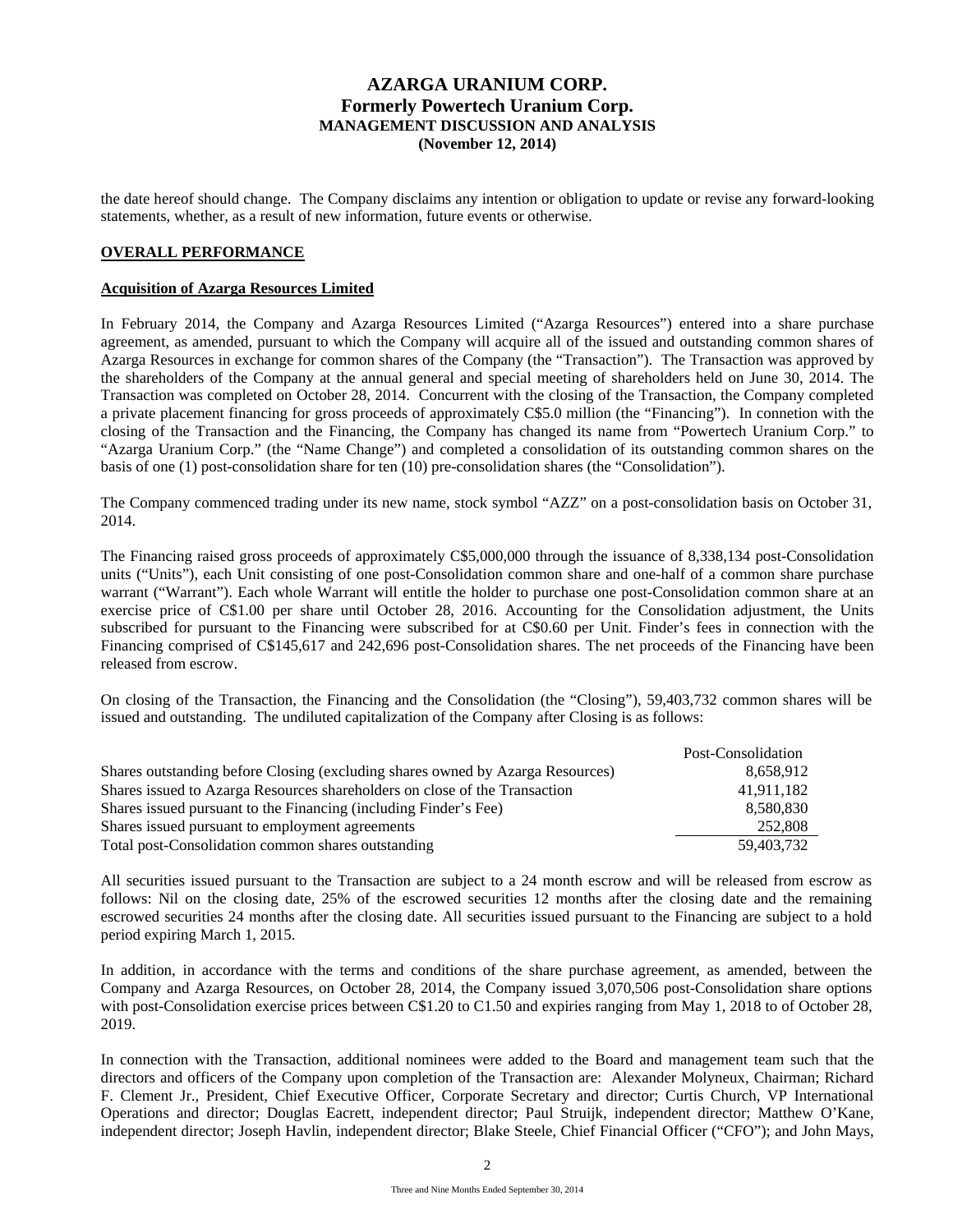the date hereof should change. The Company disclaims any intention or obligation to update or revise any forward-looking statements, whether, as a result of new information, future events or otherwise.

## OVERALL PERFORMANCE

### Acquisition of Azarga Resources Limited

In February 2014, the Company and Azarga Resources Limited ("Azarga Resources") entered into a share purchase agreement, as amended, pursuant to which the Company will acquire all of the issued and outstanding common shares of Azarga Resources in exchange for common shares of the Company (the "Transaction"). The Transaction was approved by the shareholders of the Company at the annual general and special meeting of shareholders held on June 30, 2014. The Transaction was completed on October 28, 2014. Concurrent with the closing of the Transaction, the Company completed a private placement financing for gross proceeds of approximately C$5.0 million (the "Financing"). In connetion with the closing of the Transaction and the Financing, the Company has changed its name from "Powertech Uranium Corp." to "Azarga Uranium Corp." (the "Name Change") and completed a consolidation of its outstanding common shares on the basis of one (1) post-consolidation share for ten (10) pre-consolidation shares (the "Consolidation").

The Company commenced trading under its new name, stock symbol "AZZ" on a post-consolidation basis on October 31, 2014.

The Financing raised gross proceeds of approximately C$5,000,000 through the issuance of 8,338,134 post-Consolidation units ("Units"), each Unit consisting of one post-Consolidation common share and one-half of a common share purchase warrant ("Warrant"). Each whole Warrant will entitle the holder to purchase one post-Consolidation common share at an exercise price of C$1.00 per share until October 28, 2016. Accounting for the Consolidation adjustment, the Units subscribed for pursuant to the Financing were subscribed for at C$0.60 per Unit. Finder's fees in connection with the Financing comprised of C$145,617 and 242,696 post-Consolidation shares. The net proceeds of the Financing have been released from escrow.

On closing of the Transaction, the Financing and the Consolidation (the "Closing"), 59,403,732 common shares will be issued and outstanding. The undiluted capitalization of the Company after Closing is as follows:

| | Post-Consolidation |
|---|---|
| Shares outstanding before Closing (excluding shares owned by Azarga Resources) | 8,658,912 |
| Shares issued to Azarga Resources shareholders on close of the Transaction | 41,911,182 |
| Shares issued pursuant to the Financing (including Finder's Fee) | 8,580,830 |
| Shares issued pursuant to employment agreements | 252,808 |
| Total post-Consolidation common shares outstanding | 59,403,732 |

All securities issued pursuant to the Transaction are subject to a 24 month escrow and will be released from escrow as follows: Nil on the closing date, 25% of the escrowed securities 12 months after the closing date and the remaining escrowed securities 24 months after the closing date. All securities issued pursuant to the Financing are subject to a hold period expiring March 1, 2015.

In addition, in accordance with the terms and conditions of the share purchase agreement, as amended, between the Company and Azarga Resources, on October 28, 2014, the Company issued 3,070,506 post-Consolidation share options with post-Consolidation exercise prices between C$1.20 to C1.50 and expiries ranging from May 1, 2018 to of October 28, 2019.

In connection with the Transaction, additional nominees were added to the Board and management team such that the directors and officers of the Company upon completion of the Transaction are: Alexander Molyneux, Chairman; Richard F. Clement Jr., President, Chief Executive Officer, Corporate Secretary and director; Curtis Church, VP International Operations and director; Douglas Eacrett, independent director; Paul Struijk, independent director; Matthew O'Kane, independent director; Joseph Havlin, independent director; Blake Steele, Chief Financial Officer ("CFO"); and John Mays,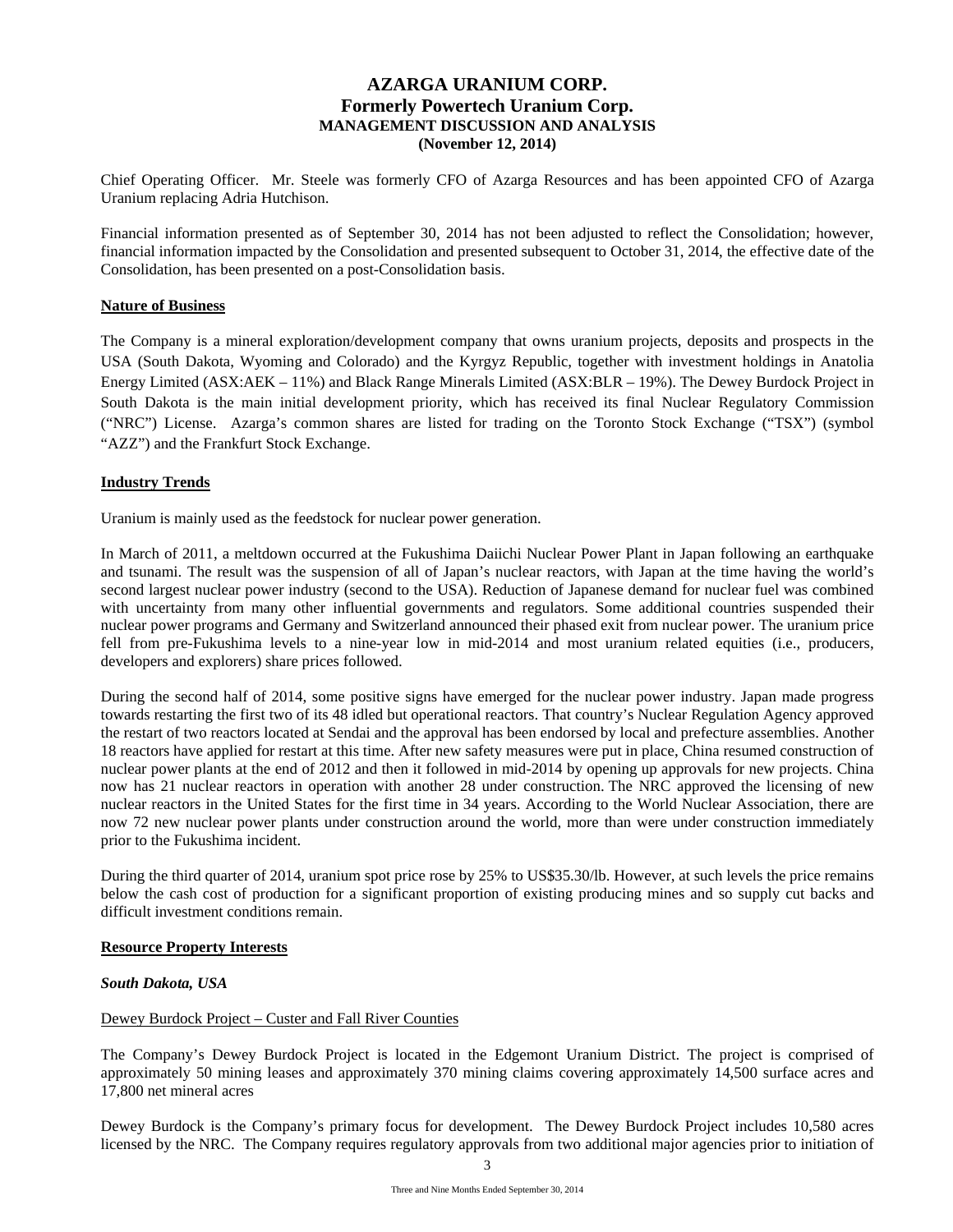Chief Operating Officer. Mr. Steele was formerly CFO of Azarga Resources and has been appointed CFO of Azarga Uranium replacing Adria Hutchison.

Financial information presented as of September 30, 2014 has not been adjusted to reflect the Consolidation; however, financial information impacted by the Consolidation and presented subsequent to October 31, 2014, the effective date of the Consolidation, has been presented on a post-Consolidation basis.

## Nature of Business

The Company is a mineral exploration/development company that owns uranium projects, deposits and prospects in the USA (South Dakota, Wyoming and Colorado) and the Kyrgyz Republic, together with investment holdings in Anatolia Energy Limited (ASX:AEK – 11%) and Black Range Minerals Limited (ASX:BLR – 19%). The Dewey Burdock Project in South Dakota is the main initial development priority, which has received its final Nuclear Regulatory Commission ("NRC") License. Azarga's common shares are listed for trading on the Toronto Stock Exchange ("TSX") (symbol "AZZ") and the Frankfurt Stock Exchange.

## Industry Trends

Uranium is mainly used as the feedstock for nuclear power generation.

In March of 2011, a meltdown occurred at the Fukushima Daiichi Nuclear Power Plant in Japan following an earthquake and tsunami. The result was the suspension of all of Japan's nuclear reactors, with Japan at the time having the world's second largest nuclear power industry (second to the USA). Reduction of Japanese demand for nuclear fuel was combined with uncertainty from many other influential governments and regulators. Some additional countries suspended their nuclear power programs and Germany and Switzerland announced their phased exit from nuclear power. The uranium price fell from pre-Fukushima levels to a nine-year low in mid-2014 and most uranium related equities (i.e., producers, developers and explorers) share prices followed.

During the second half of 2014, some positive signs have emerged for the nuclear power industry. Japan made progress towards restarting the first two of its 48 idled but operational reactors. That country's Nuclear Regulation Agency approved the restart of two reactors located at Sendai and the approval has been endorsed by local and prefecture assemblies. Another 18 reactors have applied for restart at this time. After new safety measures were put in place, China resumed construction of nuclear power plants at the end of 2012 and then it followed in mid-2014 by opening up approvals for new projects. China now has 21 nuclear reactors in operation with another 28 under construction. The NRC approved the licensing of new nuclear reactors in the United States for the first time in 34 years. According to the World Nuclear Association, there are now 72 new nuclear power plants under construction around the world, more than were under construction immediately prior to the Fukushima incident.

During the third quarter of 2014, uranium spot price rose by 25% to US$35.30/lb. However, at such levels the price remains below the cash cost of production for a significant proportion of existing producing mines and so supply cut backs and difficult investment conditions remain.

## Resource Property Interests

### *South Dakota, USA*

Dewey Burdock Project – Custer and Fall River Counties

The Company's Dewey Burdock Project is located in the Edgemont Uranium District. The project is comprised of approximately 50 mining leases and approximately 370 mining claims covering approximately 14,500 surface acres and 17,800 net mineral acres

Dewey Burdock is the Company's primary focus for development. The Dewey Burdock Project includes 10,580 acres licensed by the NRC. The Company requires regulatory approvals from two additional major agencies prior to initiation of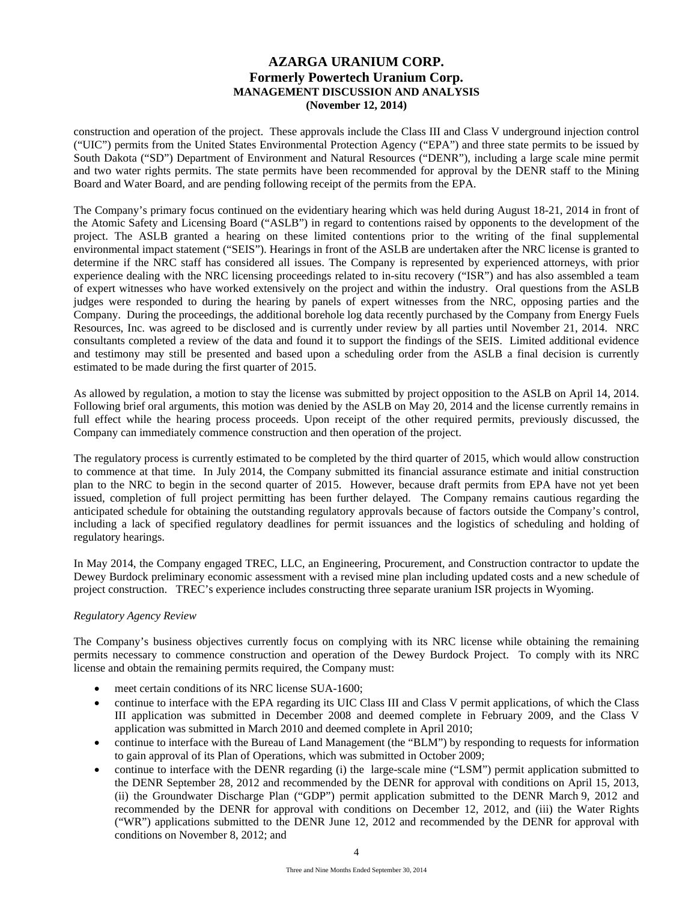construction and operation of the project. These approvals include the Class III and Class V underground injection control ("UIC") permits from the United States Environmental Protection Agency ("EPA") and three state permits to be issued by South Dakota ("SD") Department of Environment and Natural Resources ("DENR"), including a large scale mine permit and two water rights permits. The state permits have been recommended for approval by the DENR staff to the Mining Board and Water Board, and are pending following receipt of the permits from the EPA.

The Company's primary focus continued on the evidentiary hearing which was held during August 18-21, 2014 in front of the Atomic Safety and Licensing Board ("ASLB") in regard to contentions raised by opponents to the development of the project. The ASLB granted a hearing on these limited contentions prior to the writing of the final supplemental environmental impact statement ("SEIS"). Hearings in front of the ASLB are undertaken after the NRC license is granted to determine if the NRC staff has considered all issues. The Company is represented by experienced attorneys, with prior experience dealing with the NRC licensing proceedings related to in-situ recovery ("ISR") and has also assembled a team of expert witnesses who have worked extensively on the project and within the industry. Oral questions from the ASLB judges were responded to during the hearing by panels of expert witnesses from the NRC, opposing parties and the Company. During the proceedings, the additional borehole log data recently purchased by the Company from Energy Fuels Resources, Inc. was agreed to be disclosed and is currently under review by all parties until November 21, 2014. NRC consultants completed a review of the data and found it to support the findings of the SEIS. Limited additional evidence and testimony may still be presented and based upon a scheduling order from the ASLB a final decision is currently estimated to be made during the first quarter of 2015.

As allowed by regulation, a motion to stay the license was submitted by project opposition to the ASLB on April 14, 2014. Following brief oral arguments, this motion was denied by the ASLB on May 20, 2014 and the license currently remains in full effect while the hearing process proceeds. Upon receipt of the other required permits, previously discussed, the Company can immediately commence construction and then operation of the project.

The regulatory process is currently estimated to be completed by the third quarter of 2015, which would allow construction to commence at that time. In July 2014, the Company submitted its financial assurance estimate and initial construction plan to the NRC to begin in the second quarter of 2015. However, because draft permits from EPA have not yet been issued, completion of full project permitting has been further delayed. The Company remains cautious regarding the anticipated schedule for obtaining the outstanding regulatory approvals because of factors outside the Company's control, including a lack of specified regulatory deadlines for permit issuances and the logistics of scheduling and holding of regulatory hearings.

In May 2014, the Company engaged TREC, LLC, an Engineering, Procurement, and Construction contractor to update the Dewey Burdock preliminary economic assessment with a revised mine plan including updated costs and a new schedule of project construction. TREC's experience includes constructing three separate uranium ISR projects in Wyoming.

*Regulatory Agency Review*

The Company's business objectives currently focus on complying with its NRC license while obtaining the remaining permits necessary to commence construction and operation of the Dewey Burdock Project. To comply with its NRC license and obtain the remaining permits required, the Company must:

- meet certain conditions of its NRC license SUA-1600;
- continue to interface with the EPA regarding its UIC Class III and Class V permit applications, of which the Class III application was submitted in December 2008 and deemed complete in February 2009, and the Class V application was submitted in March 2010 and deemed complete in April 2010;
- continue to interface with the Bureau of Land Management (the "BLM") by responding to requests for information to gain approval of its Plan of Operations, which was submitted in October 2009;
- continue to interface with the DENR regarding (i) the large-scale mine ("LSM") permit application submitted to the DENR September 28, 2012 and recommended by the DENR for approval with conditions on April 15, 2013, (ii) the Groundwater Discharge Plan ("GDP") permit application submitted to the DENR March 9, 2012 and recommended by the DENR for approval with conditions on December 12, 2012, and (iii) the Water Rights ("WR") applications submitted to the DENR June 12, 2012 and recommended by the DENR for approval with conditions on November 8, 2012; and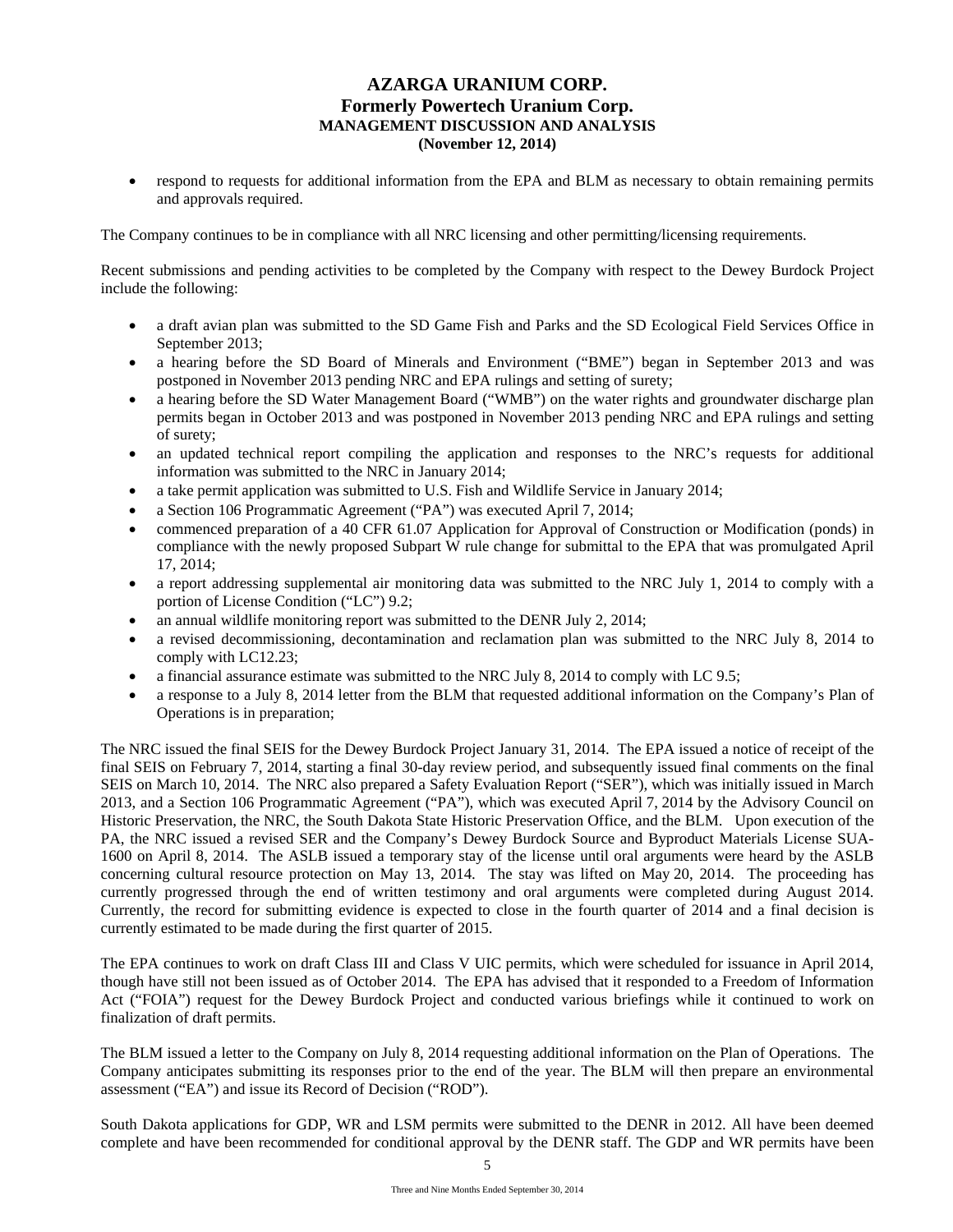- respond to requests for additional information from the EPA and BLM as necessary to obtain remaining permits and approvals required.

The Company continues to be in compliance with all NRC licensing and other permitting/licensing requirements.

Recent submissions and pending activities to be completed by the Company with respect to the Dewey Burdock Project include the following:

- a draft avian plan was submitted to the SD Game Fish and Parks and the SD Ecological Field Services Office in September 2013;
- a hearing before the SD Board of Minerals and Environment ("BME") began in September 2013 and was postponed in November 2013 pending NRC and EPA rulings and setting of surety;
- a hearing before the SD Water Management Board ("WMB") on the water rights and groundwater discharge plan permits began in October 2013 and was postponed in November 2013 pending NRC and EPA rulings and setting of surety;
- an updated technical report compiling the application and responses to the NRC's requests for additional information was submitted to the NRC in January 2014;
- a take permit application was submitted to U.S. Fish and Wildlife Service in January 2014;
- a Section 106 Programmatic Agreement ("PA") was executed April 7, 2014;
- commenced preparation of a 40 CFR 61.07 Application for Approval of Construction or Modification (ponds) in compliance with the newly proposed Subpart W rule change for submittal to the EPA that was promulgated April 17, 2014;
- a report addressing supplemental air monitoring data was submitted to the NRC July 1, 2014 to comply with a portion of License Condition ("LC") 9.2;
- an annual wildlife monitoring report was submitted to the DENR July 2, 2014;
- a revised decommissioning, decontamination and reclamation plan was submitted to the NRC July 8, 2014 to comply with LC12.23;
- a financial assurance estimate was submitted to the NRC July 8, 2014 to comply with LC 9.5;
- a response to a July 8, 2014 letter from the BLM that requested additional information on the Company's Plan of Operations is in preparation;

The NRC issued the final SEIS for the Dewey Burdock Project January 31, 2014. The EPA issued a notice of receipt of the final SEIS on February 7, 2014, starting a final 30-day review period, and subsequently issued final comments on the final SEIS on March 10, 2014. The NRC also prepared a Safety Evaluation Report ("SER"), which was initially issued in March 2013, and a Section 106 Programmatic Agreement ("PA"), which was executed April 7, 2014 by the Advisory Council on Historic Preservation, the NRC, the South Dakota State Historic Preservation Office, and the BLM. Upon execution of the PA, the NRC issued a revised SER and the Company's Dewey Burdock Source and Byproduct Materials License SUA-1600 on April 8, 2014. The ASLB issued a temporary stay of the license until oral arguments were heard by the ASLB concerning cultural resource protection on May 13, 2014. The stay was lifted on May 20, 2014. The proceeding has currently progressed through the end of written testimony and oral arguments were completed during August 2014. Currently, the record for submitting evidence is expected to close in the fourth quarter of 2014 and a final decision is currently estimated to be made during the first quarter of 2015.

The EPA continues to work on draft Class III and Class V UIC permits, which were scheduled for issuance in April 2014, though have still not been issued as of October 2014. The EPA has advised that it responded to a Freedom of Information Act ("FOIA") request for the Dewey Burdock Project and conducted various briefings while it continued to work on finalization of draft permits.

The BLM issued a letter to the Company on July 8, 2014 requesting additional information on the Plan of Operations. The Company anticipates submitting its responses prior to the end of the year. The BLM will then prepare an environmental assessment ("EA") and issue its Record of Decision ("ROD").

South Dakota applications for GDP, WR and LSM permits were submitted to the DENR in 2012. All have been deemed complete and have been recommended for conditional approval by the DENR staff. The GDP and WR permits have been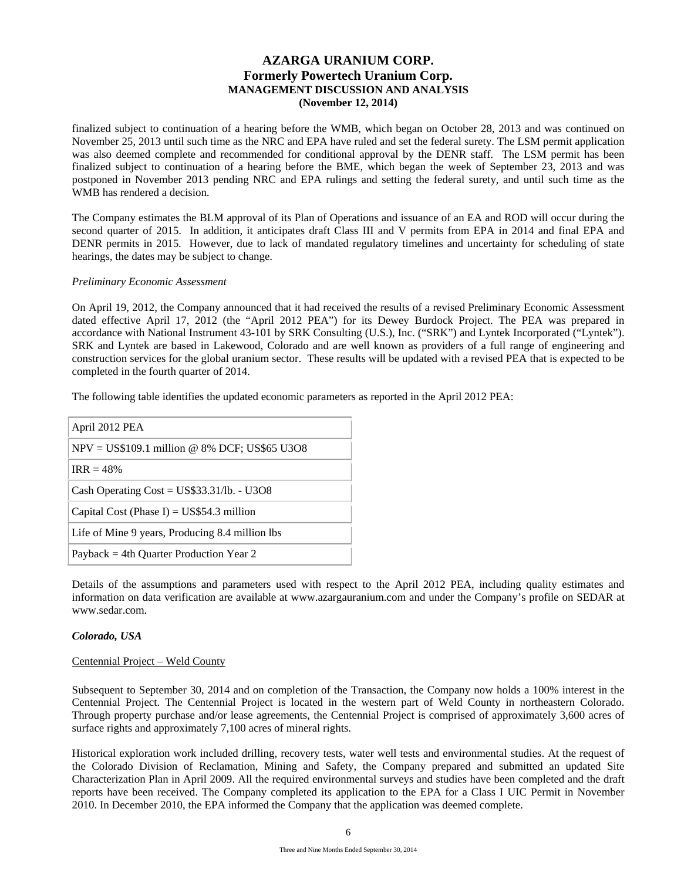finalized subject to continuation of a hearing before the WMB, which began on October 28, 2013 and was continued on November 25, 2013 until such time as the NRC and EPA have ruled and set the federal surety. The LSM permit application was also deemed complete and recommended for conditional approval by the DENR staff. The LSM permit has been finalized subject to continuation of a hearing before the BME, which began the week of September 23, 2013 and was postponed in November 2013 pending NRC and EPA rulings and setting the federal surety, and until such time as the WMB has rendered a decision.

The Company estimates the BLM approval of its Plan of Operations and issuance of an EA and ROD will occur during the second quarter of 2015. In addition, it anticipates draft Class III and V permits from EPA in 2014 and final EPA and DENR permits in 2015. However, due to lack of mandated regulatory timelines and uncertainty for scheduling of state hearings, the dates may be subject to change.

*Preliminary Economic Assessment*

On April 19, 2012, the Company announced that it had received the results of a revised Preliminary Economic Assessment dated effective April 17, 2012 (the "April 2012 PEA") for its Dewey Burdock Project. The PEA was prepared in accordance with National Instrument 43-101 by SRK Consulting (U.S.), Inc. ("SRK") and Lyntek Incorporated ("Lyntek"). SRK and Lyntek are based in Lakewood, Colorado and are well known as providers of a full range of engineering and construction services for the global uranium sector. These results will be updated with a revised PEA that is expected to be completed in the fourth quarter of 2014.

The following table identifies the updated economic parameters as reported in the April 2012 PEA:

| April 2012 PEA |
| --- |
| NPV = US$109.1 million @ 8% DCF; US$65 U3O8 |
| IRR = 48% |
| Cash Operating Cost = US$33.31/lb. - U3O8 |
| Capital Cost (Phase I) = US$54.3 million |
| Life of Mine 9 years, Producing 8.4 million lbs |
| Payback = 4th Quarter Production Year 2 |

Details of the assumptions and parameters used with respect to the April 2012 PEA, including quality estimates and information on data verification are available at www.azargauranium.com and under the Company's profile on SEDAR at www.sedar.com.

***Colorado, USA***

Centennial Project – Weld County

Subsequent to September 30, 2014 and on completion of the Transaction, the Company now holds a 100% interest in the Centennial Project. The Centennial Project is located in the western part of Weld County in northeastern Colorado. Through property purchase and/or lease agreements, the Centennial Project is comprised of approximately 3,600 acres of surface rights and approximately 7,100 acres of mineral rights.

Historical exploration work included drilling, recovery tests, water well tests and environmental studies. At the request of the Colorado Division of Reclamation, Mining and Safety, the Company prepared and submitted an updated Site Characterization Plan in April 2009. All the required environmental surveys and studies have been completed and the draft reports have been received. The Company completed its application to the EPA for a Class I UIC Permit in November 2010. In December 2010, the EPA informed the Company that the application was deemed complete.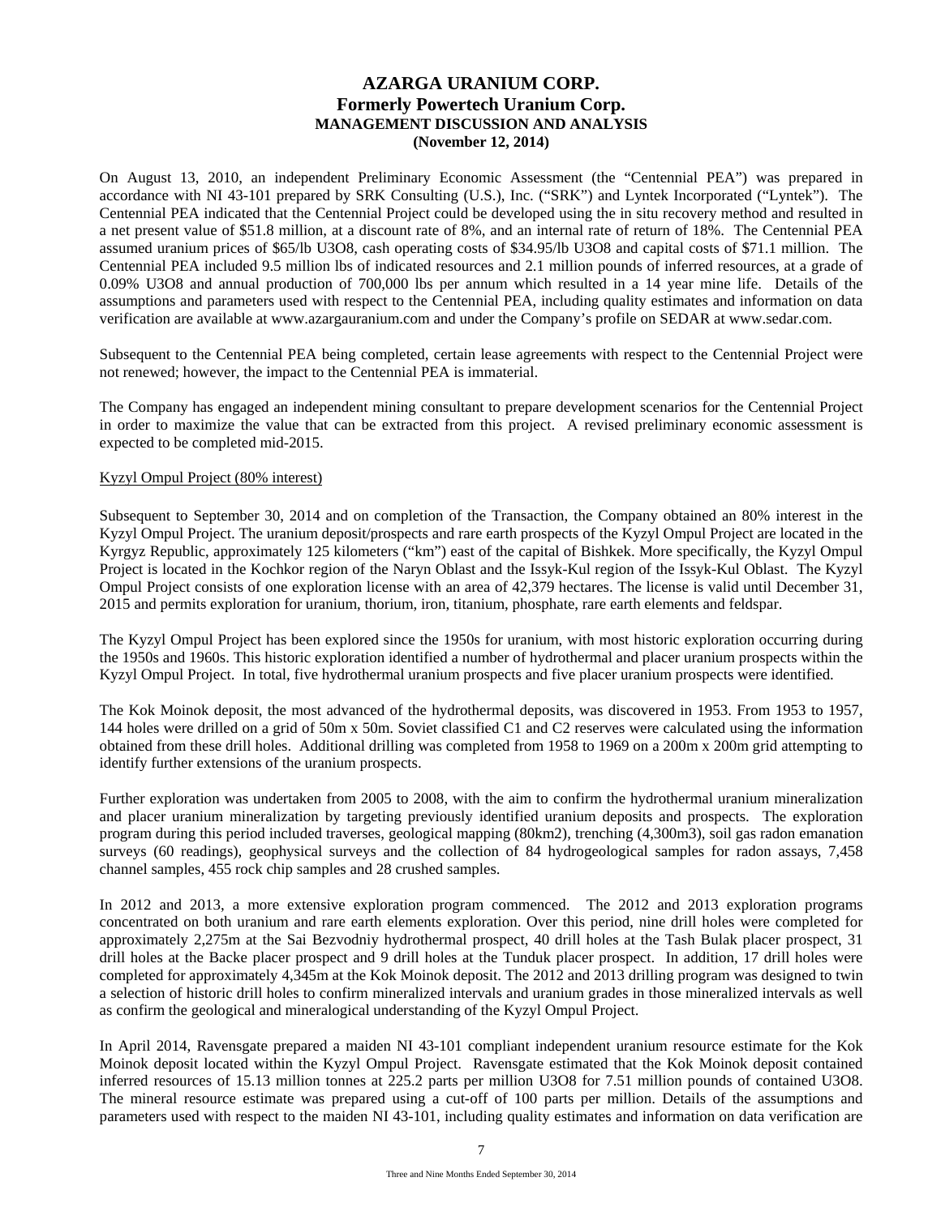On August 13, 2010, an independent Preliminary Economic Assessment (the "Centennial PEA") was prepared in accordance with NI 43-101 prepared by SRK Consulting (U.S.), Inc. ("SRK") and Lyntek Incorporated ("Lyntek"). The Centennial PEA indicated that the Centennial Project could be developed using the in situ recovery method and resulted in a net present value of $51.8 million, at a discount rate of 8%, and an internal rate of return of 18%. The Centennial PEA assumed uranium prices of $65/lb U3O8, cash operating costs of $34.95/lb U3O8 and capital costs of $71.1 million. The Centennial PEA included 9.5 million lbs of indicated resources and 2.1 million pounds of inferred resources, at a grade of 0.09% U3O8 and annual production of 700,000 lbs per annum which resulted in a 14 year mine life. Details of the assumptions and parameters used with respect to the Centennial PEA, including quality estimates and information on data verification are available at www.azargauranium.com and under the Company's profile on SEDAR at www.sedar.com.

Subsequent to the Centennial PEA being completed, certain lease agreements with respect to the Centennial Project were not renewed; however, the impact to the Centennial PEA is immaterial.

The Company has engaged an independent mining consultant to prepare development scenarios for the Centennial Project in order to maximize the value that can be extracted from this project. A revised preliminary economic assessment is expected to be completed mid-2015.

Kyzyl Ompul Project (80% interest)

Subsequent to September 30, 2014 and on completion of the Transaction, the Company obtained an 80% interest in the Kyzyl Ompul Project. The uranium deposit/prospects and rare earth prospects of the Kyzyl Ompul Project are located in the Kyrgyz Republic, approximately 125 kilometers ("km") east of the capital of Bishkek. More specifically, the Kyzyl Ompul Project is located in the Kochkor region of the Naryn Oblast and the Issyk-Kul region of the Issyk-Kul Oblast. The Kyzyl Ompul Project consists of one exploration license with an area of 42,379 hectares. The license is valid until December 31, 2015 and permits exploration for uranium, thorium, iron, titanium, phosphate, rare earth elements and feldspar.

The Kyzyl Ompul Project has been explored since the 1950s for uranium, with most historic exploration occurring during the 1950s and 1960s. This historic exploration identified a number of hydrothermal and placer uranium prospects within the Kyzyl Ompul Project. In total, five hydrothermal uranium prospects and five placer uranium prospects were identified.

The Kok Moinok deposit, the most advanced of the hydrothermal deposits, was discovered in 1953. From 1953 to 1957, 144 holes were drilled on a grid of 50m x 50m. Soviet classified C1 and C2 reserves were calculated using the information obtained from these drill holes. Additional drilling was completed from 1958 to 1969 on a 200m x 200m grid attempting to identify further extensions of the uranium prospects.

Further exploration was undertaken from 2005 to 2008, with the aim to confirm the hydrothermal uranium mineralization and placer uranium mineralization by targeting previously identified uranium deposits and prospects. The exploration program during this period included traverses, geological mapping (80km2), trenching (4,300m3), soil gas radon emanation surveys (60 readings), geophysical surveys and the collection of 84 hydrogeological samples for radon assays, 7,458 channel samples, 455 rock chip samples and 28 crushed samples.

In 2012 and 2013, a more extensive exploration program commenced. The 2012 and 2013 exploration programs concentrated on both uranium and rare earth elements exploration. Over this period, nine drill holes were completed for approximately 2,275m at the Sai Bezvodniy hydrothermal prospect, 40 drill holes at the Tash Bulak placer prospect, 31 drill holes at the Backe placer prospect and 9 drill holes at the Tunduk placer prospect. In addition, 17 drill holes were completed for approximately 4,345m at the Kok Moinok deposit. The 2012 and 2013 drilling program was designed to twin a selection of historic drill holes to confirm mineralized intervals and uranium grades in those mineralized intervals as well as confirm the geological and mineralogical understanding of the Kyzyl Ompul Project.

In April 2014, Ravensgate prepared a maiden NI 43-101 compliant independent uranium resource estimate for the Kok Moinok deposit located within the Kyzyl Ompul Project. Ravensgate estimated that the Kok Moinok deposit contained inferred resources of 15.13 million tonnes at 225.2 parts per million U3O8 for 7.51 million pounds of contained U3O8. The mineral resource estimate was prepared using a cut-off of 100 parts per million. Details of the assumptions and parameters used with respect to the maiden NI 43-101, including quality estimates and information on data verification are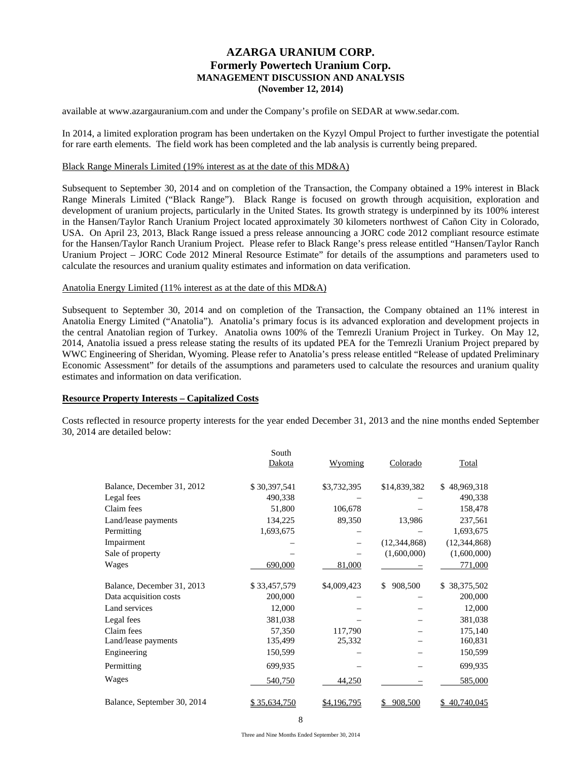available at www.azargauranium.com and under the Company's profile on SEDAR at www.sedar.com.

In 2014, a limited exploration program has been undertaken on the Kyzyl Ompul Project to further investigate the potential for rare earth elements. The field work has been completed and the lab analysis is currently being prepared.

Black Range Minerals Limited (19% interest as at the date of this MD&A)

Subsequent to September 30, 2014 and on completion of the Transaction, the Company obtained a 19% interest in Black Range Minerals Limited ("Black Range"). Black Range is focused on growth through acquisition, exploration and development of uranium projects, particularly in the United States. Its growth strategy is underpinned by its 100% interest in the Hansen/Taylor Ranch Uranium Project located approximately 30 kilometers northwest of Cañon City in Colorado, USA. On April 23, 2013, Black Range issued a press release announcing a JORC code 2012 compliant resource estimate for the Hansen/Taylor Ranch Uranium Project. Please refer to Black Range's press release entitled "Hansen/Taylor Ranch Uranium Project – JORC Code 2012 Mineral Resource Estimate" for details of the assumptions and parameters used to calculate the resources and uranium quality estimates and information on data verification.

Anatolia Energy Limited (11% interest as at the date of this MD&A)

Subsequent to September 30, 2014 and on completion of the Transaction, the Company obtained an 11% interest in Anatolia Energy Limited ("Anatolia"). Anatolia's primary focus is its advanced exploration and development projects in the central Anatolian region of Turkey. Anatolia owns 100% of the Temrezli Uranium Project in Turkey. On May 12, 2014, Anatolia issued a press release stating the results of its updated PEA for the Temrezli Uranium Project prepared by WWC Engineering of Sheridan, Wyoming. Please refer to Anatolia's press release entitled "Release of updated Preliminary Economic Assessment" for details of the assumptions and parameters used to calculate the resources and uranium quality estimates and information on data verification.

**Resource Property Interests – Capitalized Costs**

Costs reflected in resource property interests for the year ended December 31, 2013 and the nine months ended September 30, 2014 are detailed below:

| | South Dakota | Wyoming | Colorado | Total |
|---|---|---|---|---|
| Balance, December 31, 2012 | $ 30,397,541 | $3,732,395 | $14,839,382 | $ 48,969,318 |
| Legal fees | 490,338 | – | – | 490,338 |
| Claim fees | 51,800 | 106,678 | – | 158,478 |
| Land/lease payments | 134,225 | 89,350 | 13,986 | 237,561 |
| Permitting | 1,693,675 | – | – | 1,693,675 |
| Impairment | – | – | (12,344,868) | (12,344,868) |
| Sale of property | – | – | (1,600,000) | (1,600,000) |
| Wages | 690,000 | 81,000 | – | 771,000 |
| Balance, December 31, 2013 | $ 33,457,579 | $4,009,423 | $ 908,500 | $ 38,375,502 |
| Data acquisition costs | 200,000 | – | – | 200,000 |
| Land services | 12,000 | – | – | 12,000 |
| Legal fees | 381,038 | – | – | 381,038 |
| Claim fees | 57,350 | 117,790 | – | 175,140 |
| Land/lease payments | 135,499 | 25,332 | – | 160,831 |
| Engineering | 150,599 | – | – | 150,599 |
| Permitting | 699,935 | – | – | 699,935 |
| Wages | 540,750 | 44,250 | – | 585,000 |
| Balance, September 30, 2014 | $ 35,634,750 | $4,196,795 | $ 908,500 | $ 40,740,045 |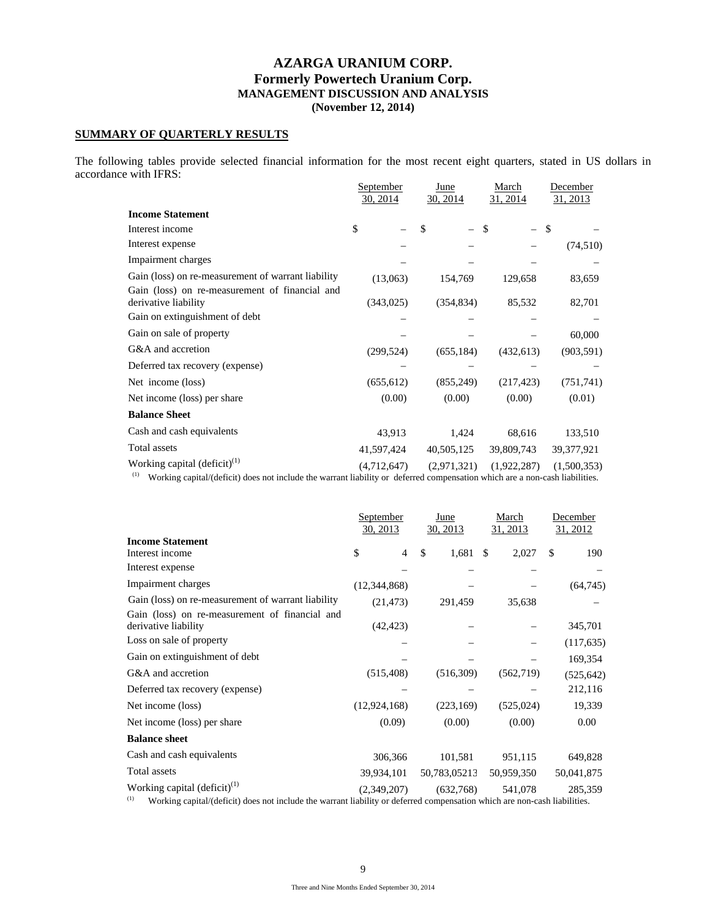# AZARGA URANIUM CORP.
## Formerly Powertech Uranium Corp.
### MANAGEMENT DISCUSSION AND ANALYSIS
### (November 12, 2014)

**SUMMARY OF QUARTERLY RESULTS**

The following tables provide selected financial information for the most recent eight quarters, stated in US dollars in accordance with IFRS:

| | September 30, 2014 | June 30, 2014 | March 31, 2014 | December 31, 2013 |
|---|---|---|---|---|
| **Income Statement** | | | | |
| Interest income | $ – | $ – | $ – | $ – |
| Interest expense | – | – | – | (74,510) |
| Impairment charges | – | – | – | – |
| Gain (loss) on re-measurement of warrant liability | (13,063) | 154,769 | 129,658 | 83,659 |
| Gain (loss) on re-measurement of financial and derivative liability | (343,025) | (354,834) | 85,532 | 82,701 |
| Gain on extinguishment of debt | – | – | – | – |
| Gain on sale of property | – | – | – | 60,000 |
| G&A and accretion | (299,524) | (655,184) | (432,613) | (903,591) |
| Deferred tax recovery (expense) | – | – | – | – |
| Net income (loss) | (655,612) | (855,249) | (217,423) | (751,741) |
| Net income (loss) per share | (0.00) | (0.00) | (0.00) | (0.01) |
| **Balance Sheet** | | | | |
| Cash and cash equivalents | 43,913 | 1,424 | 68,616 | 133,510 |
| Total assets | 41,597,424 | 40,505,125 | 39,809,743 | 39,377,921 |
| Working capital (deficit)[(1)] | (4,712,647) | (2,971,321) | (1,922,287) | (1,500,353) |

(1) Working capital/(deficit) does not include the warrant liability or deferred compensation which are a non-cash liabilities.

| | September 30, 2013 | June 30, 2013 | March 31, 2013 | December 31, 2012 |
|---|---|---|---|---|
| **Income Statement** | | | | |
| Interest income | $ 4 | $ 1,681 | $ 2,027 | $ 190 |
| Interest expense | – | – | – | – |
| Impairment charges | (12,344,868) | – | – | (64,745) |
| Gain (loss) on re-measurement of warrant liability | (21,473) | 291,459 | 35,638 | – |
| Gain (loss) on re-measurement of financial and derivative liability | (42,423) | – | – | 345,701 |
| Loss on sale of property | – | – | – | (117,635) |
| Gain on extinguishment of debt | – | – | – | 169,354 |
| G&A and accretion | (515,408) | (516,309) | (562,719) | (525,642) |
| Deferred tax recovery (expense) | – | – | – | 212,116 |
| Net income (loss) | (12,924,168) | (223,169) | (525,024) | 19,339 |
| Net income (loss) per share | (0.09) | (0.00) | (0.00) | 0.00 |
| **Balance sheet** | | | | |
| Cash and cash equivalents | 306,366 | 101,581 | 951,115 | 649,828 |
| Total assets | 39,934,101 | 50,783,05213 | 50,959,350 | 50,041,875 |
| Working capital (deficit)[(1)] | (2,349,207) | (632,768) | 541,078 | 285,359 |

(1) Working capital/(deficit) does not include the warrant liability or deferred compensation which are non-cash liabilities.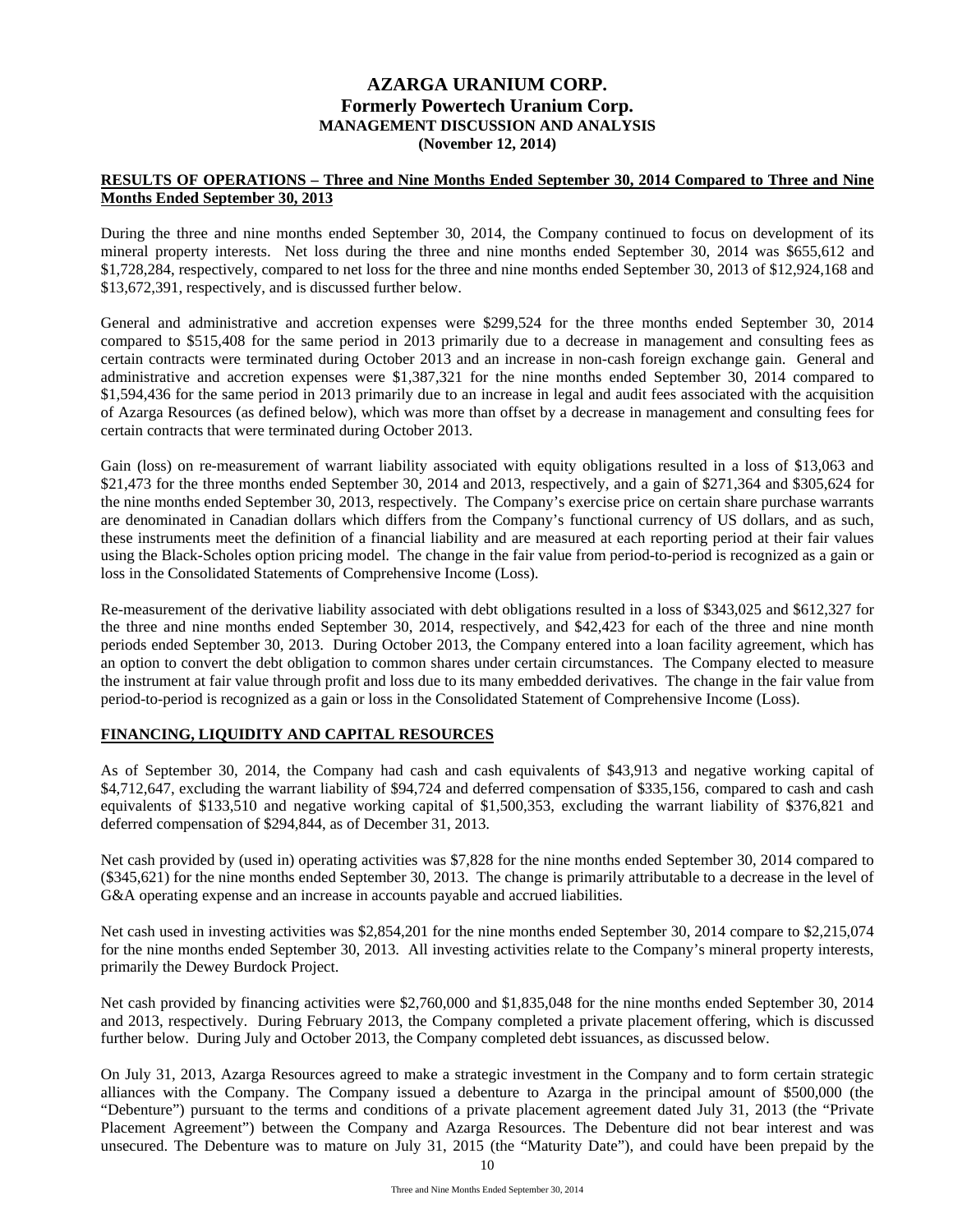# AZARGA URANIUM CORP.
## Formerly Powertech Uranium Corp.
### MANAGEMENT DISCUSSION AND ANALYSIS
### (November 12, 2014)

**RESULTS OF OPERATIONS – Three and Nine Months Ended September 30, 2014 Compared to Three and Nine Months Ended September 30, 2013**

During the three and nine months ended September 30, 2014, the Company continued to focus on development of its mineral property interests. Net loss during the three and nine months ended September 30, 2014 was $655,612 and $1,728,284, respectively, compared to net loss for the three and nine months ended September 30, 2013 of $12,924,168 and $13,672,391, respectively, and is discussed further below.

General and administrative and accretion expenses were $299,524 for the three months ended September 30, 2014 compared to $515,408 for the same period in 2013 primarily due to a decrease in management and consulting fees as certain contracts were terminated during October 2013 and an increase in non-cash foreign exchange gain. General and administrative and accretion expenses were $1,387,321 for the nine months ended September 30, 2014 compared to $1,594,436 for the same period in 2013 primarily due to an increase in legal and audit fees associated with the acquisition of Azarga Resources (as defined below), which was more than offset by a decrease in management and consulting fees for certain contracts that were terminated during October 2013.

Gain (loss) on re-measurement of warrant liability associated with equity obligations resulted in a loss of $13,063 and $21,473 for the three months ended September 30, 2014 and 2013, respectively, and a gain of $271,364 and $305,624 for the nine months ended September 30, 2013, respectively. The Company's exercise price on certain share purchase warrants are denominated in Canadian dollars which differs from the Company's functional currency of US dollars, and as such, these instruments meet the definition of a financial liability and are measured at each reporting period at their fair values using the Black-Scholes option pricing model. The change in the fair value from period-to-period is recognized as a gain or loss in the Consolidated Statements of Comprehensive Income (Loss).

Re-measurement of the derivative liability associated with debt obligations resulted in a loss of $343,025 and $612,327 for the three and nine months ended September 30, 2014, respectively, and $42,423 for each of the three and nine month periods ended September 30, 2013. During October 2013, the Company entered into a loan facility agreement, which has an option to convert the debt obligation to common shares under certain circumstances. The Company elected to measure the instrument at fair value through profit and loss due to its many embedded derivatives. The change in the fair value from period-to-period is recognized as a gain or loss in the Consolidated Statement of Comprehensive Income (Loss).

**FINANCING, LIQUIDITY AND CAPITAL RESOURCES**

As of September 30, 2014, the Company had cash and cash equivalents of $43,913 and negative working capital of $4,712,647, excluding the warrant liability of $94,724 and deferred compensation of $335,156, compared to cash and cash equivalents of $133,510 and negative working capital of $1,500,353, excluding the warrant liability of $376,821 and deferred compensation of $294,844, as of December 31, 2013.

Net cash provided by (used in) operating activities was $7,828 for the nine months ended September 30, 2014 compared to ($345,621) for the nine months ended September 30, 2013. The change is primarily attributable to a decrease in the level of G&A operating expense and an increase in accounts payable and accrued liabilities.

Net cash used in investing activities was $2,854,201 for the nine months ended September 30, 2014 compare to $2,215,074 for the nine months ended September 30, 2013. All investing activities relate to the Company's mineral property interests, primarily the Dewey Burdock Project.

Net cash provided by financing activities were $2,760,000 and $1,835,048 for the nine months ended September 30, 2014 and 2013, respectively. During February 2013, the Company completed a private placement offering, which is discussed further below. During July and October 2013, the Company completed debt issuances, as discussed below.

On July 31, 2013, Azarga Resources agreed to make a strategic investment in the Company and to form certain strategic alliances with the Company. The Company issued a debenture to Azarga in the principal amount of $500,000 (the "Debenture") pursuant to the terms and conditions of a private placement agreement dated July 31, 2013 (the "Private Placement Agreement") between the Company and Azarga Resources. The Debenture did not bear interest and was unsecured. The Debenture was to mature on July 31, 2015 (the "Maturity Date"), and could have been prepaid by the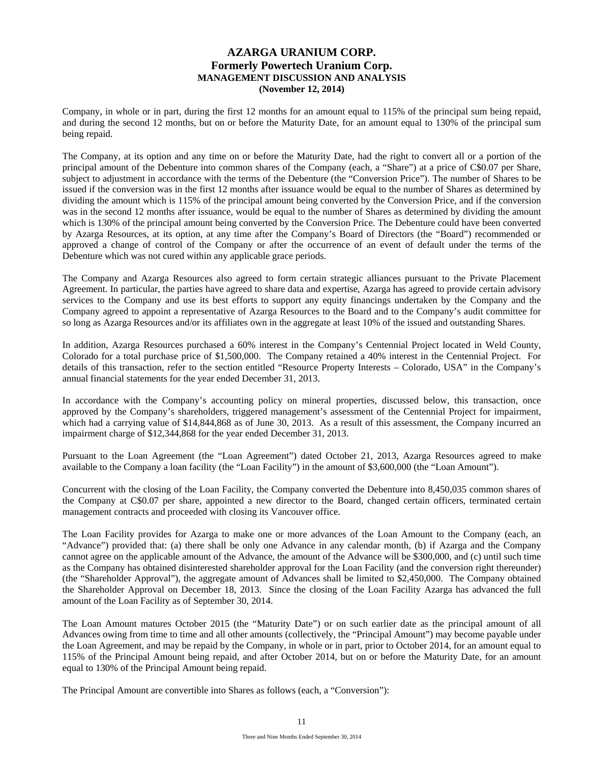Company, in whole or in part, during the first 12 months for an amount equal to 115% of the principal sum being repaid, and during the second 12 months, but on or before the Maturity Date, for an amount equal to 130% of the principal sum being repaid.

The Company, at its option and any time on or before the Maturity Date, had the right to convert all or a portion of the principal amount of the Debenture into common shares of the Company (each, a "Share") at a price of C$0.07 per Share, subject to adjustment in accordance with the terms of the Debenture (the "Conversion Price"). The number of Shares to be issued if the conversion was in the first 12 months after issuance would be equal to the number of Shares as determined by dividing the amount which is 115% of the principal amount being converted by the Conversion Price, and if the conversion was in the second 12 months after issuance, would be equal to the number of Shares as determined by dividing the amount which is 130% of the principal amount being converted by the Conversion Price. The Debenture could have been converted by Azarga Resources, at its option, at any time after the Company's Board of Directors (the "Board") recommended or approved a change of control of the Company or after the occurrence of an event of default under the terms of the Debenture which was not cured within any applicable grace periods.

The Company and Azarga Resources also agreed to form certain strategic alliances pursuant to the Private Placement Agreement. In particular, the parties have agreed to share data and expertise, Azarga has agreed to provide certain advisory services to the Company and use its best efforts to support any equity financings undertaken by the Company and the Company agreed to appoint a representative of Azarga Resources to the Board and to the Company's audit committee for so long as Azarga Resources and/or its affiliates own in the aggregate at least 10% of the issued and outstanding Shares.

In addition, Azarga Resources purchased a 60% interest in the Company's Centennial Project located in Weld County, Colorado for a total purchase price of $1,500,000. The Company retained a 40% interest in the Centennial Project. For details of this transaction, refer to the section entitled "Resource Property Interests – Colorado, USA" in the Company's annual financial statements for the year ended December 31, 2013.

In accordance with the Company's accounting policy on mineral properties, discussed below, this transaction, once approved by the Company's shareholders, triggered management's assessment of the Centennial Project for impairment, which had a carrying value of $14,844,868 as of June 30, 2013. As a result of this assessment, the Company incurred an impairment charge of $12,344,868 for the year ended December 31, 2013.

Pursuant to the Loan Agreement (the "Loan Agreement") dated October 21, 2013, Azarga Resources agreed to make available to the Company a loan facility (the "Loan Facility") in the amount of $3,600,000 (the "Loan Amount").

Concurrent with the closing of the Loan Facility, the Company converted the Debenture into 8,450,035 common shares of the Company at C$0.07 per share, appointed a new director to the Board, changed certain officers, terminated certain management contracts and proceeded with closing its Vancouver office.

The Loan Facility provides for Azarga to make one or more advances of the Loan Amount to the Company (each, an "Advance") provided that: (a) there shall be only one Advance in any calendar month, (b) if Azarga and the Company cannot agree on the applicable amount of the Advance, the amount of the Advance will be $300,000, and (c) until such time as the Company has obtained disinterested shareholder approval for the Loan Facility (and the conversion right thereunder) (the "Shareholder Approval"), the aggregate amount of Advances shall be limited to $2,450,000. The Company obtained the Shareholder Approval on December 18, 2013. Since the closing of the Loan Facility Azarga has advanced the full amount of the Loan Facility as of September 30, 2014.

The Loan Amount matures October 2015 (the "Maturity Date") or on such earlier date as the principal amount of all Advances owing from time to time and all other amounts (collectively, the "Principal Amount") may become payable under the Loan Agreement, and may be repaid by the Company, in whole or in part, prior to October 2014, for an amount equal to 115% of the Principal Amount being repaid, and after October 2014, but on or before the Maturity Date, for an amount equal to 130% of the Principal Amount being repaid.

The Principal Amount are convertible into Shares as follows (each, a "Conversion"):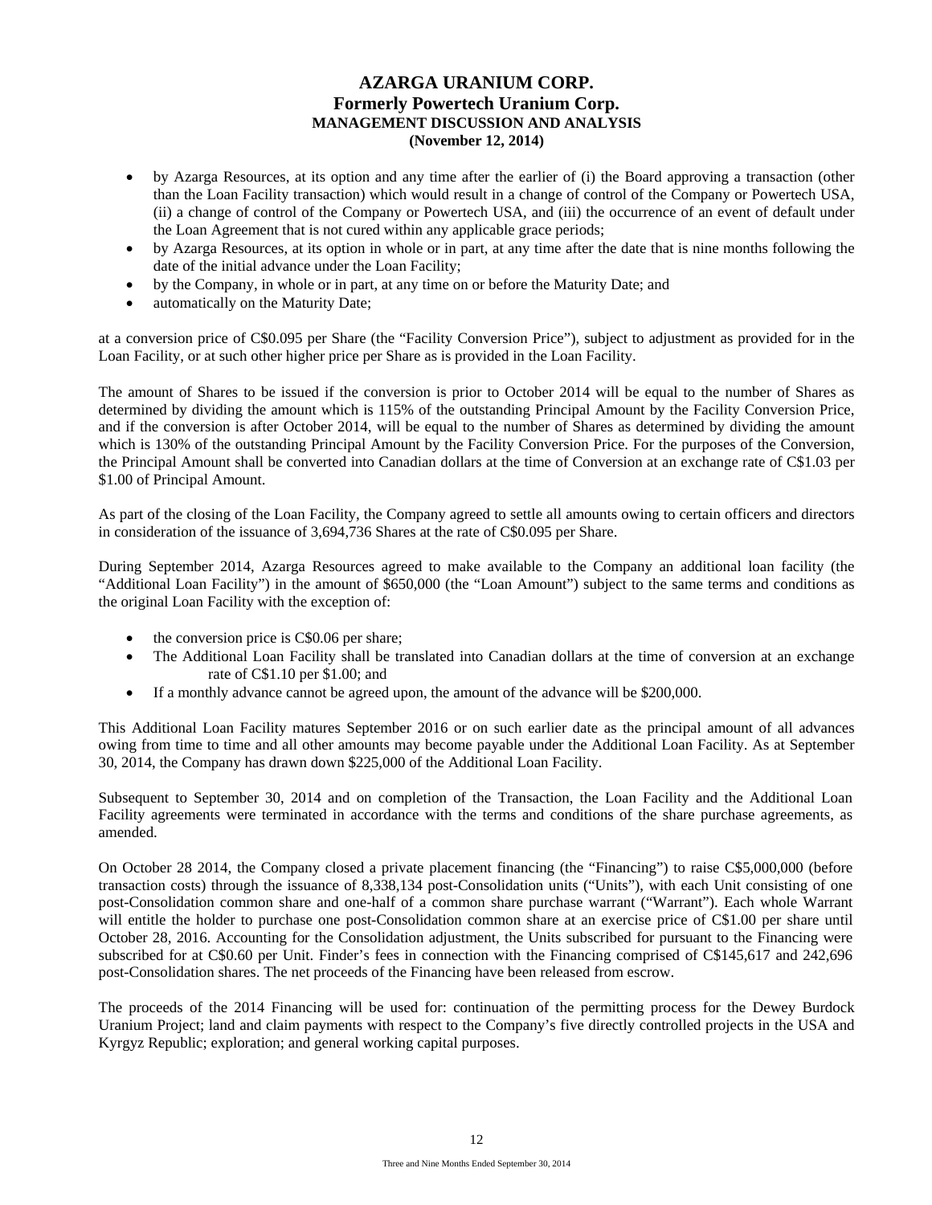- by Azarga Resources, at its option and any time after the earlier of (i) the Board approving a transaction (other than the Loan Facility transaction) which would result in a change of control of the Company or Powertech USA, (ii) a change of control of the Company or Powertech USA, and (iii) the occurrence of an event of default under the Loan Agreement that is not cured within any applicable grace periods;
- by Azarga Resources, at its option in whole or in part, at any time after the date that is nine months following the date of the initial advance under the Loan Facility;
- by the Company, in whole or in part, at any time on or before the Maturity Date; and
- automatically on the Maturity Date;

at a conversion price of C$0.095 per Share (the "Facility Conversion Price"), subject to adjustment as provided for in the Loan Facility, or at such other higher price per Share as is provided in the Loan Facility.

The amount of Shares to be issued if the conversion is prior to October 2014 will be equal to the number of Shares as determined by dividing the amount which is 115% of the outstanding Principal Amount by the Facility Conversion Price, and if the conversion is after October 2014, will be equal to the number of Shares as determined by dividing the amount which is 130% of the outstanding Principal Amount by the Facility Conversion Price. For the purposes of the Conversion, the Principal Amount shall be converted into Canadian dollars at the time of Conversion at an exchange rate of C$1.03 per $1.00 of Principal Amount.

As part of the closing of the Loan Facility, the Company agreed to settle all amounts owing to certain officers and directors in consideration of the issuance of 3,694,736 Shares at the rate of C$0.095 per Share.

During September 2014, Azarga Resources agreed to make available to the Company an additional loan facility (the "Additional Loan Facility") in the amount of $650,000 (the "Loan Amount") subject to the same terms and conditions as the original Loan Facility with the exception of:

- the conversion price is C$0.06 per share;
- The Additional Loan Facility shall be translated into Canadian dollars at the time of conversion at an exchange rate of C$1.10 per $1.00; and
- If a monthly advance cannot be agreed upon, the amount of the advance will be $200,000.

This Additional Loan Facility matures September 2016 or on such earlier date as the principal amount of all advances owing from time to time and all other amounts may become payable under the Additional Loan Facility. As at September 30, 2014, the Company has drawn down $225,000 of the Additional Loan Facility.

Subsequent to September 30, 2014 and on completion of the Transaction, the Loan Facility and the Additional Loan Facility agreements were terminated in accordance with the terms and conditions of the share purchase agreements, as amended.

On October 28 2014, the Company closed a private placement financing (the "Financing") to raise C$5,000,000 (before transaction costs) through the issuance of 8,338,134 post-Consolidation units ("Units"), with each Unit consisting of one post-Consolidation common share and one-half of a common share purchase warrant ("Warrant"). Each whole Warrant will entitle the holder to purchase one post-Consolidation common share at an exercise price of C$1.00 per share until October 28, 2016. Accounting for the Consolidation adjustment, the Units subscribed for pursuant to the Financing were subscribed for at C$0.60 per Unit. Finder's fees in connection with the Financing comprised of C$145,617 and 242,696 post-Consolidation shares. The net proceeds of the Financing have been released from escrow.

The proceeds of the 2014 Financing will be used for: continuation of the permitting process for the Dewey Burdock Uranium Project; land and claim payments with respect to the Company's five directly controlled projects in the USA and Kyrgyz Republic; exploration; and general working capital purposes.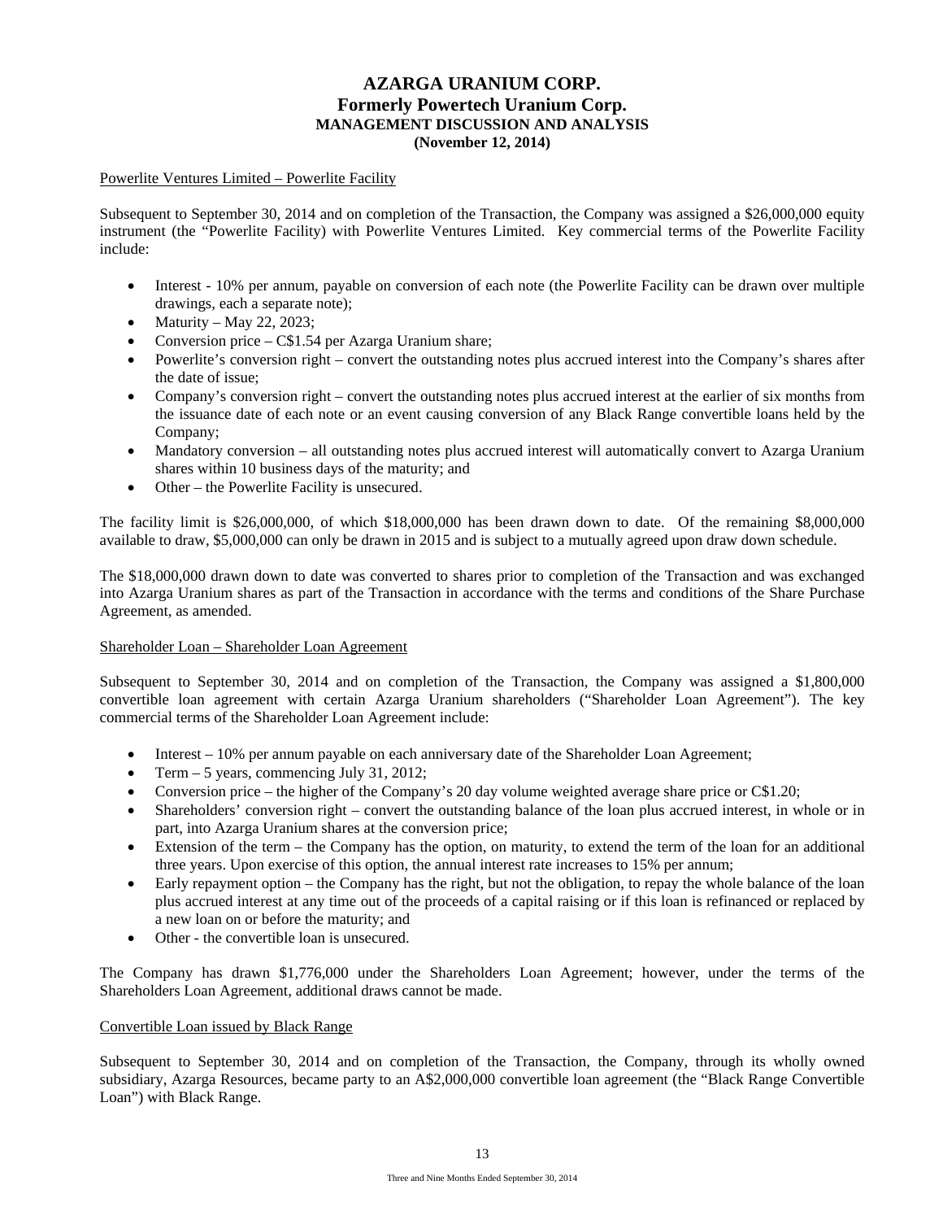Powerlite Ventures Limited – Powerlite Facility

Subsequent to September 30, 2014 and on completion of the Transaction, the Company was assigned a $26,000,000 equity instrument (the "Powerlite Facility) with Powerlite Ventures Limited. Key commercial terms of the Powerlite Facility include:

- Interest - 10% per annum, payable on conversion of each note (the Powerlite Facility can be drawn over multiple drawings, each a separate note);
- Maturity – May 22, 2023;
- Conversion price – C$1.54 per Azarga Uranium share;
- Powerlite's conversion right – convert the outstanding notes plus accrued interest into the Company's shares after the date of issue;
- Company's conversion right – convert the outstanding notes plus accrued interest at the earlier of six months from the issuance date of each note or an event causing conversion of any Black Range convertible loans held by the Company;
- Mandatory conversion – all outstanding notes plus accrued interest will automatically convert to Azarga Uranium shares within 10 business days of the maturity; and
- Other – the Powerlite Facility is unsecured.

The facility limit is $26,000,000, of which $18,000,000 has been drawn down to date. Of the remaining $8,000,000 available to draw, $5,000,000 can only be drawn in 2015 and is subject to a mutually agreed upon draw down schedule.

The $18,000,000 drawn down to date was converted to shares prior to completion of the Transaction and was exchanged into Azarga Uranium shares as part of the Transaction in accordance with the terms and conditions of the Share Purchase Agreement, as amended.

Shareholder Loan – Shareholder Loan Agreement

Subsequent to September 30, 2014 and on completion of the Transaction, the Company was assigned a $1,800,000 convertible loan agreement with certain Azarga Uranium shareholders ("Shareholder Loan Agreement"). The key commercial terms of the Shareholder Loan Agreement include:

- Interest – 10% per annum payable on each anniversary date of the Shareholder Loan Agreement;
- Term – 5 years, commencing July 31, 2012;
- Conversion price – the higher of the Company's 20 day volume weighted average share price or C$1.20;
- Shareholders' conversion right – convert the outstanding balance of the loan plus accrued interest, in whole or in part, into Azarga Uranium shares at the conversion price;
- Extension of the term – the Company has the option, on maturity, to extend the term of the loan for an additional three years. Upon exercise of this option, the annual interest rate increases to 15% per annum;
- Early repayment option – the Company has the right, but not the obligation, to repay the whole balance of the loan plus accrued interest at any time out of the proceeds of a capital raising or if this loan is refinanced or replaced by a new loan on or before the maturity; and
- Other - the convertible loan is unsecured.

The Company has drawn $1,776,000 under the Shareholders Loan Agreement; however, under the terms of the Shareholders Loan Agreement, additional draws cannot be made.

Convertible Loan issued by Black Range

Subsequent to September 30, 2014 and on completion of the Transaction, the Company, through its wholly owned subsidiary, Azarga Resources, became party to an A$2,000,000 convertible loan agreement (the "Black Range Convertible Loan") with Black Range.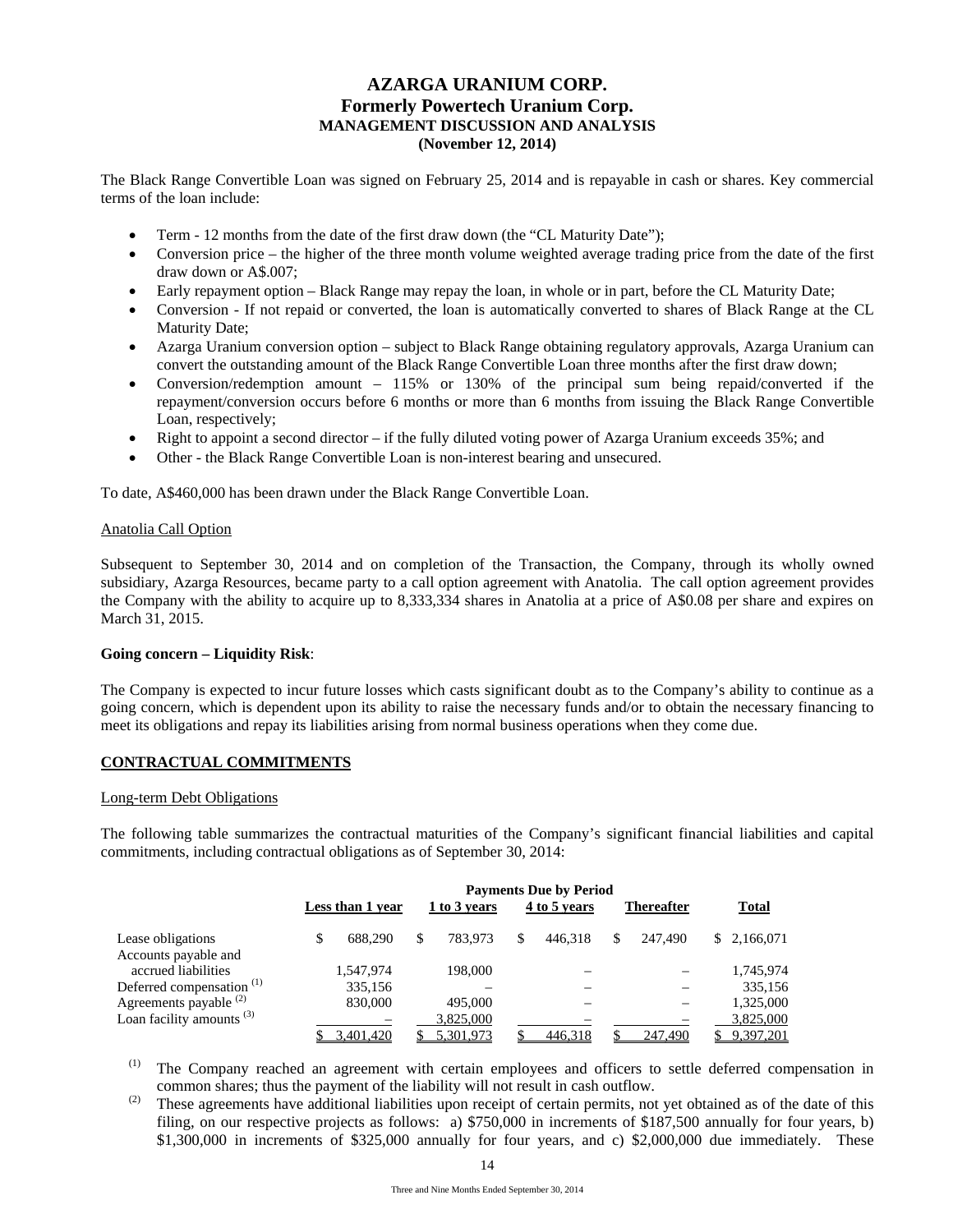The Black Range Convertible Loan was signed on February 25, 2014 and is repayable in cash or shares. Key commercial terms of the loan include:

- Term - 12 months from the date of the first draw down (the "CL Maturity Date");
- Conversion price – the higher of the three month volume weighted average trading price from the date of the first draw down or A$.007;
- Early repayment option – Black Range may repay the loan, in whole or in part, before the CL Maturity Date;
- Conversion - If not repaid or converted, the loan is automatically converted to shares of Black Range at the CL Maturity Date;
- Azarga Uranium conversion option – subject to Black Range obtaining regulatory approvals, Azarga Uranium can convert the outstanding amount of the Black Range Convertible Loan three months after the first draw down;
- Conversion/redemption amount – 115% or 130% of the principal sum being repaid/converted if the repayment/conversion occurs before 6 months or more than 6 months from issuing the Black Range Convertible Loan, respectively;
- Right to appoint a second director – if the fully diluted voting power of Azarga Uranium exceeds 35%; and
- Other - the Black Range Convertible Loan is non-interest bearing and unsecured.

To date, A$460,000 has been drawn under the Black Range Convertible Loan.

Anatolia Call Option

Subsequent to September 30, 2014 and on completion of the Transaction, the Company, through its wholly owned subsidiary, Azarga Resources, became party to a call option agreement with Anatolia. The call option agreement provides the Company with the ability to acquire up to 8,333,334 shares in Anatolia at a price of A$0.08 per share and expires on March 31, 2015.

**Going concern – Liquidity Risk**:

The Company is expected to incur future losses which casts significant doubt as to the Company's ability to continue as a going concern, which is dependent upon its ability to raise the necessary funds and/or to obtain the necessary financing to meet its obligations and repay its liabilities arising from normal business operations when they come due.

## CONTRACTUAL COMMITMENTS

Long-term Debt Obligations

The following table summarizes the contractual maturities of the Company's significant financial liabilities and capital commitments, including contractual obligations as of September 30, 2014:

| | Payments Due by Period | | | | |
|---|---|---|---|---|---|
| | Less than 1 year | 1 to 3 years | 4 to 5 years | Thereafter | Total |
| Lease obligations | $ 688,290 | $ 783,973 | $ 446,318 | $ 247,490 | $ 2,166,071 |
| Accounts payable and accrued liabilities | 1,547,974 | 198,000 | – | – | 1,745,974 |
| Deferred compensation [(1)] | 335,156 | – | – | – | 335,156 |
| Agreements payable [(2)] | 830,000 | 495,000 | – | – | 1,325,000 |
| Loan facility amounts [(3)] | – | 3,825,000 | – | – | 3,825,000 |
| | $ 3,401,420 | $ 5,301,973 | $ 446,318 | $ 247,490 | $ 9,397,201 |

(1) The Company reached an agreement with certain employees and officers to settle deferred compensation in common shares; thus the payment of the liability will not result in cash outflow.

(2) These agreements have additional liabilities upon receipt of certain permits, not yet obtained as of the date of this filing, on our respective projects as follows: a) $750,000 in increments of $187,500 annually for four years, b) $1,300,000 in increments of $325,000 annually for four years, and c) $2,000,000 due immediately. These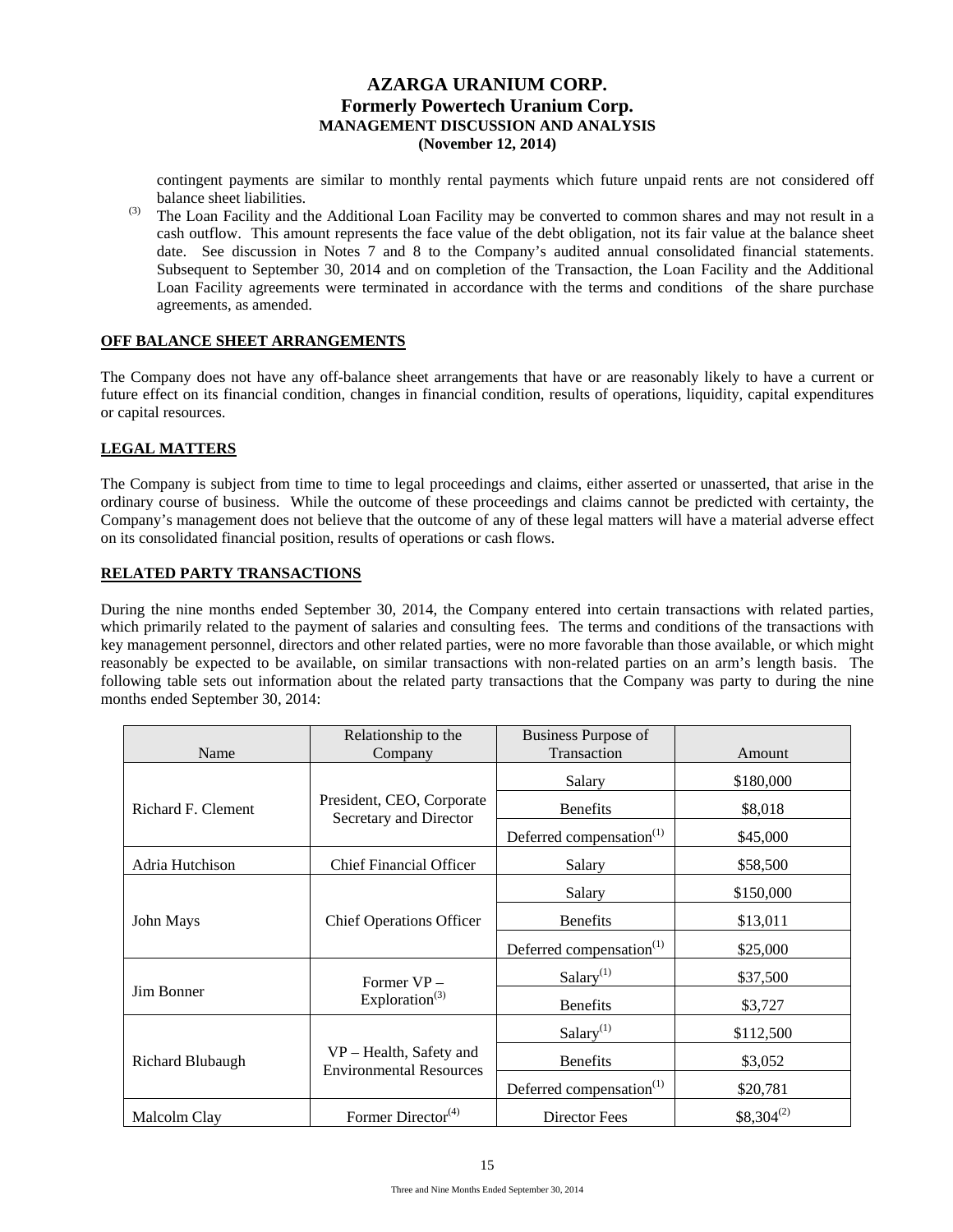contingent payments are similar to monthly rental payments which future unpaid rents are not considered off balance sheet liabilities.

(3) The Loan Facility and the Additional Loan Facility may be converted to common shares and may not result in a cash outflow. This amount represents the face value of the debt obligation, not its fair value at the balance sheet date. See discussion in Notes 7 and 8 to the Company's audited annual consolidated financial statements. Subsequent to September 30, 2014 and on completion of the Transaction, the Loan Facility and the Additional Loan Facility agreements were terminated in accordance with the terms and conditions of the share purchase agreements, as amended.

## OFF BALANCE SHEET ARRANGEMENTS

The Company does not have any off-balance sheet arrangements that have or are reasonably likely to have a current or future effect on its financial condition, changes in financial condition, results of operations, liquidity, capital expenditures or capital resources.

## LEGAL MATTERS

The Company is subject from time to time to legal proceedings and claims, either asserted or unasserted, that arise in the ordinary course of business. While the outcome of these proceedings and claims cannot be predicted with certainty, the Company's management does not believe that the outcome of any of these legal matters will have a material adverse effect on its consolidated financial position, results of operations or cash flows.

## RELATED PARTY TRANSACTIONS

During the nine months ended September 30, 2014, the Company entered into certain transactions with related parties, which primarily related to the payment of salaries and consulting fees. The terms and conditions of the transactions with key management personnel, directors and other related parties, were no more favorable than those available, or which might reasonably be expected to be available, on similar transactions with non-related parties on an arm's length basis. The following table sets out information about the related party transactions that the Company was party to during the nine months ended September 30, 2014:

| Name | Relationship to the Company | Business Purpose of Transaction | Amount |
|---|---|---|---|
| Richard F. Clement | President, CEO, Corporate Secretary and Director | Salary | \$180,000 |
| | | Benefits | \$8,018 |
| | | Deferred compensation(1) | \$45,000 |
| Adria Hutchison | Chief Financial Officer | Salary | \$58,500 |
| John Mays | Chief Operations Officer | Salary | \$150,000 |
| | | Benefits | \$13,011 |
| | | Deferred compensation(1) | \$25,000 |
| Jim Bonner | Former VP – Exploration(3) | Salary(1) | \$37,500 |
| | | Benefits | \$3,727 |
| Richard Blubaugh | VP – Health, Safety and Environmental Resources | Salary(1) | \$112,500 |
| | | Benefits | \$3,052 |
| | | Deferred compensation(1) | \$20,781 |
| Malcolm Clay | Former Director(4) | Director Fees | \$8,304(2) |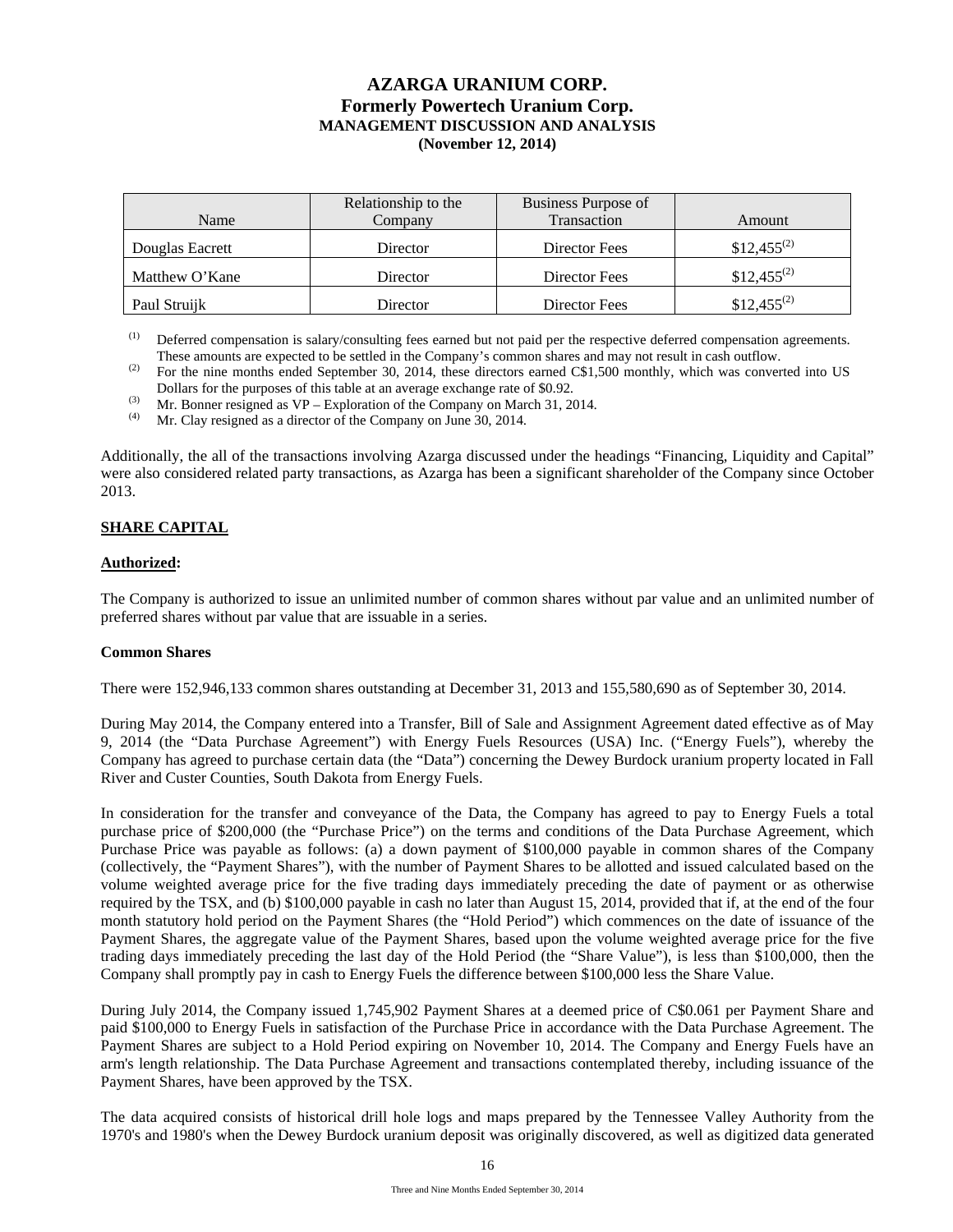| Name | Relationship to the Company | Business Purpose of Transaction | Amount |
|---|---|---|---|
| Douglas Eacrett | Director | Director Fees | $12,455[(2)] |
| Matthew O'Kane | Director | Director Fees | $12,455[(2)] |
| Paul Struijk | Director | Director Fees | $12,455[(2)] |

(1) Deferred compensation is salary/consulting fees earned but not paid per the respective deferred compensation agreements. These amounts are expected to be settled in the Company's common shares and may not result in cash outflow.

(2) For the nine months ended September 30, 2014, these directors earned C$1,500 monthly, which was converted into US Dollars for the purposes of this table at an average exchange rate of $0.92.

(3) Mr. Bonner resigned as VP – Exploration of the Company on March 31, 2014.

(4) Mr. Clay resigned as a director of the Company on June 30, 2014.

Additionally, the all of the transactions involving Azarga discussed under the headings "Financing, Liquidity and Capital" were also considered related party transactions, as Azarga has been a significant shareholder of the Company since October 2013.

## SHARE CAPITAL

### Authorized:

The Company is authorized to issue an unlimited number of common shares without par value and an unlimited number of preferred shares without par value that are issuable in a series.

### Common Shares

There were 152,946,133 common shares outstanding at December 31, 2013 and 155,580,690 as of September 30, 2014.

During May 2014, the Company entered into a Transfer, Bill of Sale and Assignment Agreement dated effective as of May 9, 2014 (the "Data Purchase Agreement") with Energy Fuels Resources (USA) Inc. ("Energy Fuels"), whereby the Company has agreed to purchase certain data (the "Data") concerning the Dewey Burdock uranium property located in Fall River and Custer Counties, South Dakota from Energy Fuels.

In consideration for the transfer and conveyance of the Data, the Company has agreed to pay to Energy Fuels a total purchase price of $200,000 (the "Purchase Price") on the terms and conditions of the Data Purchase Agreement, which Purchase Price was payable as follows: (a) a down payment of $100,000 payable in common shares of the Company (collectively, the "Payment Shares"), with the number of Payment Shares to be allotted and issued calculated based on the volume weighted average price for the five trading days immediately preceding the date of payment or as otherwise required by the TSX, and (b) $100,000 payable in cash no later than August 15, 2014, provided that if, at the end of the four month statutory hold period on the Payment Shares (the "Hold Period") which commences on the date of issuance of the Payment Shares, the aggregate value of the Payment Shares, based upon the volume weighted average price for the five trading days immediately preceding the last day of the Hold Period (the "Share Value"), is less than $100,000, then the Company shall promptly pay in cash to Energy Fuels the difference between $100,000 less the Share Value.

During July 2014, the Company issued 1,745,902 Payment Shares at a deemed price of C$0.061 per Payment Share and paid $100,000 to Energy Fuels in satisfaction of the Purchase Price in accordance with the Data Purchase Agreement. The Payment Shares are subject to a Hold Period expiring on November 10, 2014. The Company and Energy Fuels have an arm's length relationship. The Data Purchase Agreement and transactions contemplated thereby, including issuance of the Payment Shares, have been approved by the TSX.

The data acquired consists of historical drill hole logs and maps prepared by the Tennessee Valley Authority from the 1970's and 1980's when the Dewey Burdock uranium deposit was originally discovered, as well as digitized data generated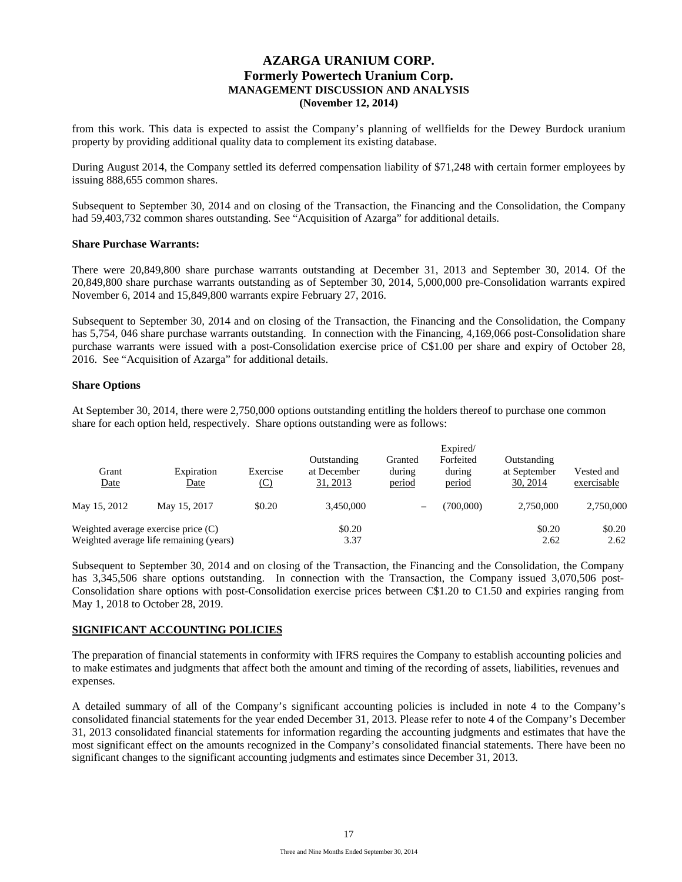from this work. This data is expected to assist the Company's planning of wellfields for the Dewey Burdock uranium property by providing additional quality data to complement its existing database.

During August 2014, the Company settled its deferred compensation liability of $71,248 with certain former employees by issuing 888,655 common shares.

Subsequent to September 30, 2014 and on closing of the Transaction, the Financing and the Consolidation, the Company had 59,403,732 common shares outstanding. See "Acquisition of Azarga" for additional details.

**Share Purchase Warrants:**

There were 20,849,800 share purchase warrants outstanding at December 31, 2013 and September 30, 2014. Of the 20,849,800 share purchase warrants outstanding as of September 30, 2014, 5,000,000 pre-Consolidation warrants expired November 6, 2014 and 15,849,800 warrants expire February 27, 2016.

Subsequent to September 30, 2014 and on closing of the Transaction, the Financing and the Consolidation, the Company has 5,754, 046 share purchase warrants outstanding. In connection with the Financing, 4,169,066 post-Consolidation share purchase warrants were issued with a post-Consolidation exercise price of C$1.00 per share and expiry of October 28, 2016. See "Acquisition of Azarga" for additional details.

**Share Options**

At September 30, 2014, there were 2,750,000 options outstanding entitling the holders thereof to purchase one common share for each option held, respectively. Share options outstanding were as follows:

| Grant Date | Expiration Date | Exercise (C) | Outstanding at December 31, 2013 | Granted during period | Expired/ Forfeited during period | Outstanding at September 30, 2014 | Vested and exercisable |
|---|---|---|---|---|---|---|---|
| May 15, 2012 | May 15, 2017 | $0.20 | 3,450,000 | – | (700,000) | 2,750,000 | 2,750,000 |
| Weighted average exercise price (C) | | | $0.20 | | | $0.20 | $0.20 |
| Weighted average life remaining (years) | | | 3.37 | | | 2.62 | 2.62 |

Subsequent to September 30, 2014 and on closing of the Transaction, the Financing and the Consolidation, the Company has 3,345,506 share options outstanding. In connection with the Transaction, the Company issued 3,070,506 post-Consolidation share options with post-Consolidation exercise prices between C$1.20 to C1.50 and expiries ranging from May 1, 2018 to October 28, 2019.

## SIGNIFICANT ACCOUNTING POLICIES

The preparation of financial statements in conformity with IFRS requires the Company to establish accounting policies and to make estimates and judgments that affect both the amount and timing of the recording of assets, liabilities, revenues and expenses.

A detailed summary of all of the Company's significant accounting policies is included in note 4 to the Company's consolidated financial statements for the year ended December 31, 2013. Please refer to note 4 of the Company's December 31, 2013 consolidated financial statements for information regarding the accounting judgments and estimates that have the most significant effect on the amounts recognized in the Company's consolidated financial statements. There have been no significant changes to the significant accounting judgments and estimates since December 31, 2013.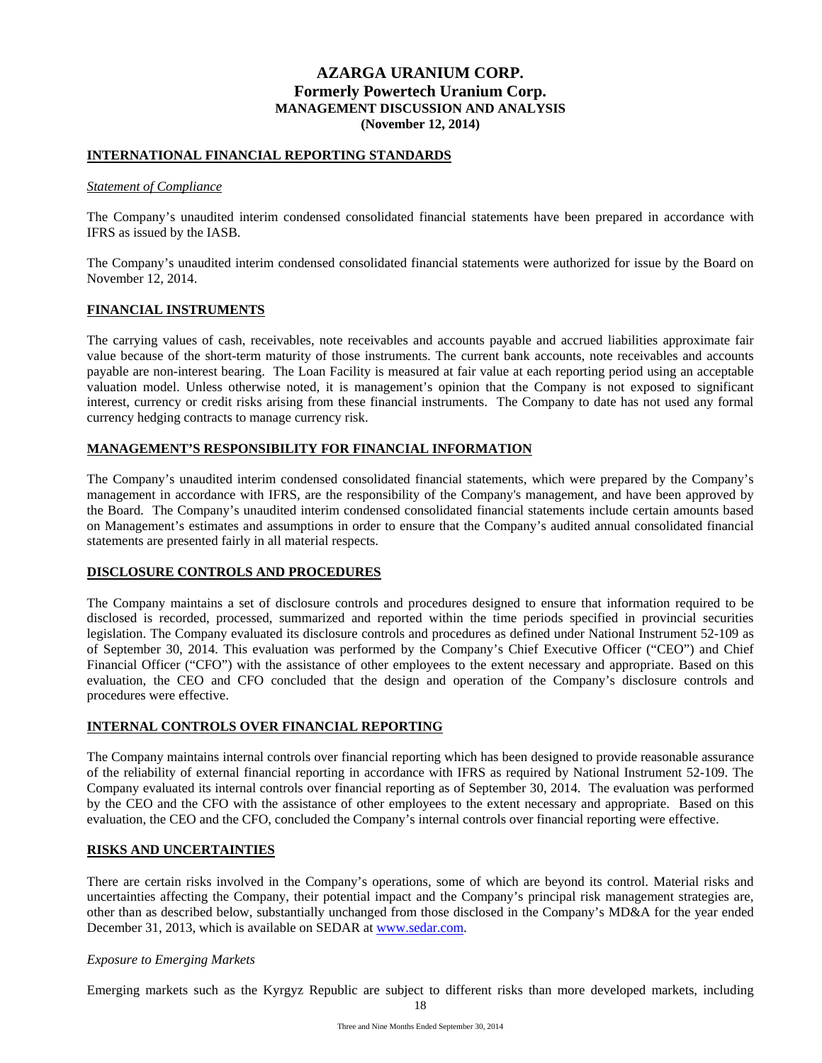## INTERNATIONAL FINANCIAL REPORTING STANDARDS

*Statement of Compliance*

The Company's unaudited interim condensed consolidated financial statements have been prepared in accordance with IFRS as issued by the IASB.

The Company's unaudited interim condensed consolidated financial statements were authorized for issue by the Board on November 12, 2014.

## FINANCIAL INSTRUMENTS

The carrying values of cash, receivables, note receivables and accounts payable and accrued liabilities approximate fair value because of the short-term maturity of those instruments. The current bank accounts, note receivables and accounts payable are non-interest bearing. The Loan Facility is measured at fair value at each reporting period using an acceptable valuation model. Unless otherwise noted, it is management's opinion that the Company is not exposed to significant interest, currency or credit risks arising from these financial instruments. The Company to date has not used any formal currency hedging contracts to manage currency risk.

## MANAGEMENT'S RESPONSIBILITY FOR FINANCIAL INFORMATION

The Company's unaudited interim condensed consolidated financial statements, which were prepared by the Company's management in accordance with IFRS, are the responsibility of the Company's management, and have been approved by the Board. The Company's unaudited interim condensed consolidated financial statements include certain amounts based on Management's estimates and assumptions in order to ensure that the Company's audited annual consolidated financial statements are presented fairly in all material respects.

## DISCLOSURE CONTROLS AND PROCEDURES

The Company maintains a set of disclosure controls and procedures designed to ensure that information required to be disclosed is recorded, processed, summarized and reported within the time periods specified in provincial securities legislation. The Company evaluated its disclosure controls and procedures as defined under National Instrument 52-109 as of September 30, 2014. This evaluation was performed by the Company's Chief Executive Officer ("CEO") and Chief Financial Officer ("CFO") with the assistance of other employees to the extent necessary and appropriate. Based on this evaluation, the CEO and CFO concluded that the design and operation of the Company's disclosure controls and procedures were effective.

## INTERNAL CONTROLS OVER FINANCIAL REPORTING

The Company maintains internal controls over financial reporting which has been designed to provide reasonable assurance of the reliability of external financial reporting in accordance with IFRS as required by National Instrument 52-109. The Company evaluated its internal controls over financial reporting as of September 30, 2014. The evaluation was performed by the CEO and the CFO with the assistance of other employees to the extent necessary and appropriate. Based on this evaluation, the CEO and the CFO, concluded the Company's internal controls over financial reporting were effective.

## RISKS AND UNCERTAINTIES

There are certain risks involved in the Company's operations, some of which are beyond its control. Material risks and uncertainties affecting the Company, their potential impact and the Company's principal risk management strategies are, other than as described below, substantially unchanged from those disclosed in the Company's MD&A for the year ended December 31, 2013, which is available on SEDAR at www.sedar.com.

*Exposure to Emerging Markets*

Emerging markets such as the Kyrgyz Republic are subject to different risks than more developed markets, including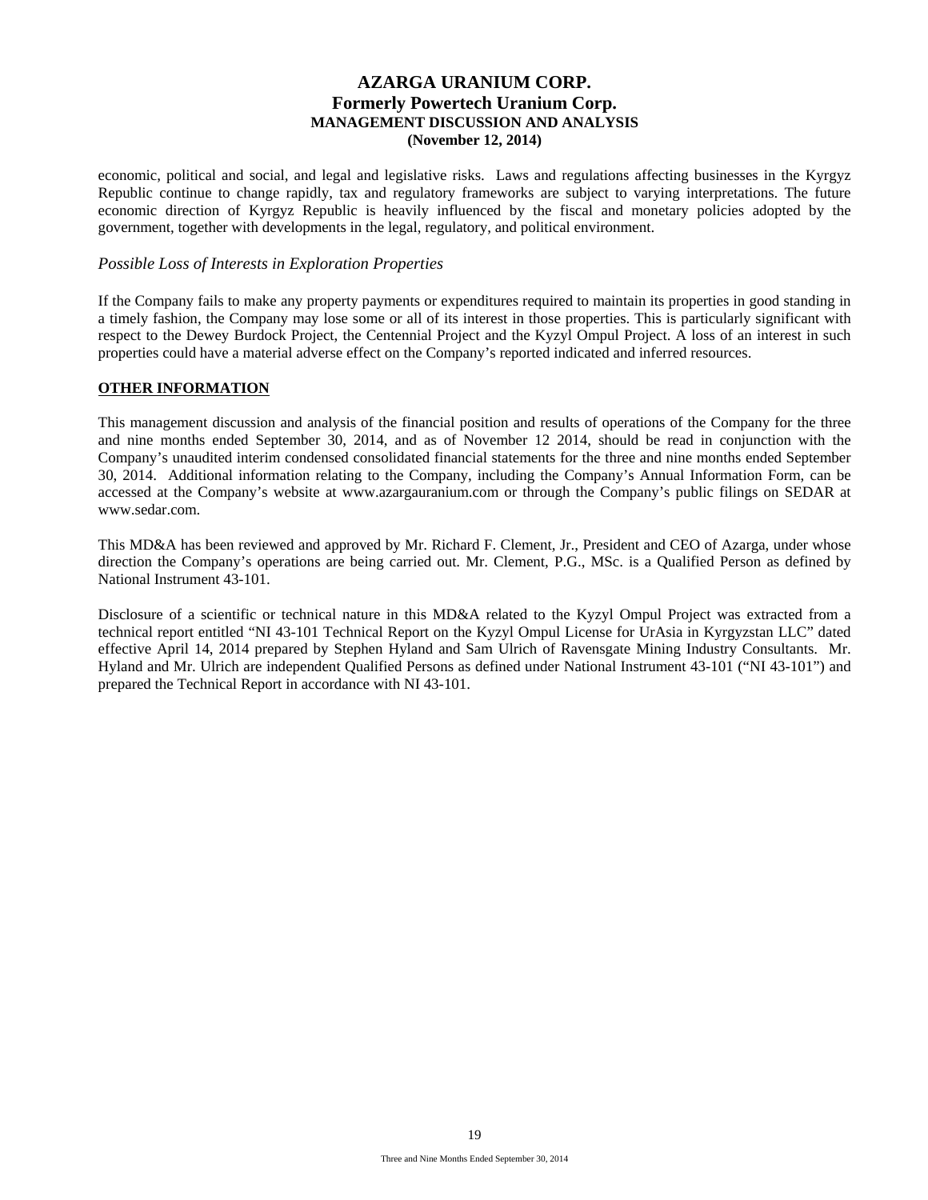economic, political and social, and legal and legislative risks. Laws and regulations affecting businesses in the Kyrgyz Republic continue to change rapidly, tax and regulatory frameworks are subject to varying interpretations. The future economic direction of Kyrgyz Republic is heavily influenced by the fiscal and monetary policies adopted by the government, together with developments in the legal, regulatory, and political environment.

### *Possible Loss of Interests in Exploration Properties*

If the Company fails to make any property payments or expenditures required to maintain its properties in good standing in a timely fashion, the Company may lose some or all of its interest in those properties. This is particularly significant with respect to the Dewey Burdock Project, the Centennial Project and the Kyzyl Ompul Project. A loss of an interest in such properties could have a material adverse effect on the Company's reported indicated and inferred resources.

## OTHER INFORMATION

This management discussion and analysis of the financial position and results of operations of the Company for the three and nine months ended September 30, 2014, and as of November 12 2014, should be read in conjunction with the Company's unaudited interim condensed consolidated financial statements for the three and nine months ended September 30, 2014. Additional information relating to the Company, including the Company's Annual Information Form, can be accessed at the Company's website at www.azargauranium.com or through the Company's public filings on SEDAR at www.sedar.com.

This MD&A has been reviewed and approved by Mr. Richard F. Clement, Jr., President and CEO of Azarga, under whose direction the Company's operations are being carried out. Mr. Clement, P.G., MSc. is a Qualified Person as defined by National Instrument 43-101.

Disclosure of a scientific or technical nature in this MD&A related to the Kyzyl Ompul Project was extracted from a technical report entitled "NI 43-101 Technical Report on the Kyzyl Ompul License for UrAsia in Kyrgyzstan LLC" dated effective April 14, 2014 prepared by Stephen Hyland and Sam Ulrich of Ravensgate Mining Industry Consultants. Mr. Hyland and Mr. Ulrich are independent Qualified Persons as defined under National Instrument 43-101 ("NI 43-101") and prepared the Technical Report in accordance with NI 43-101.